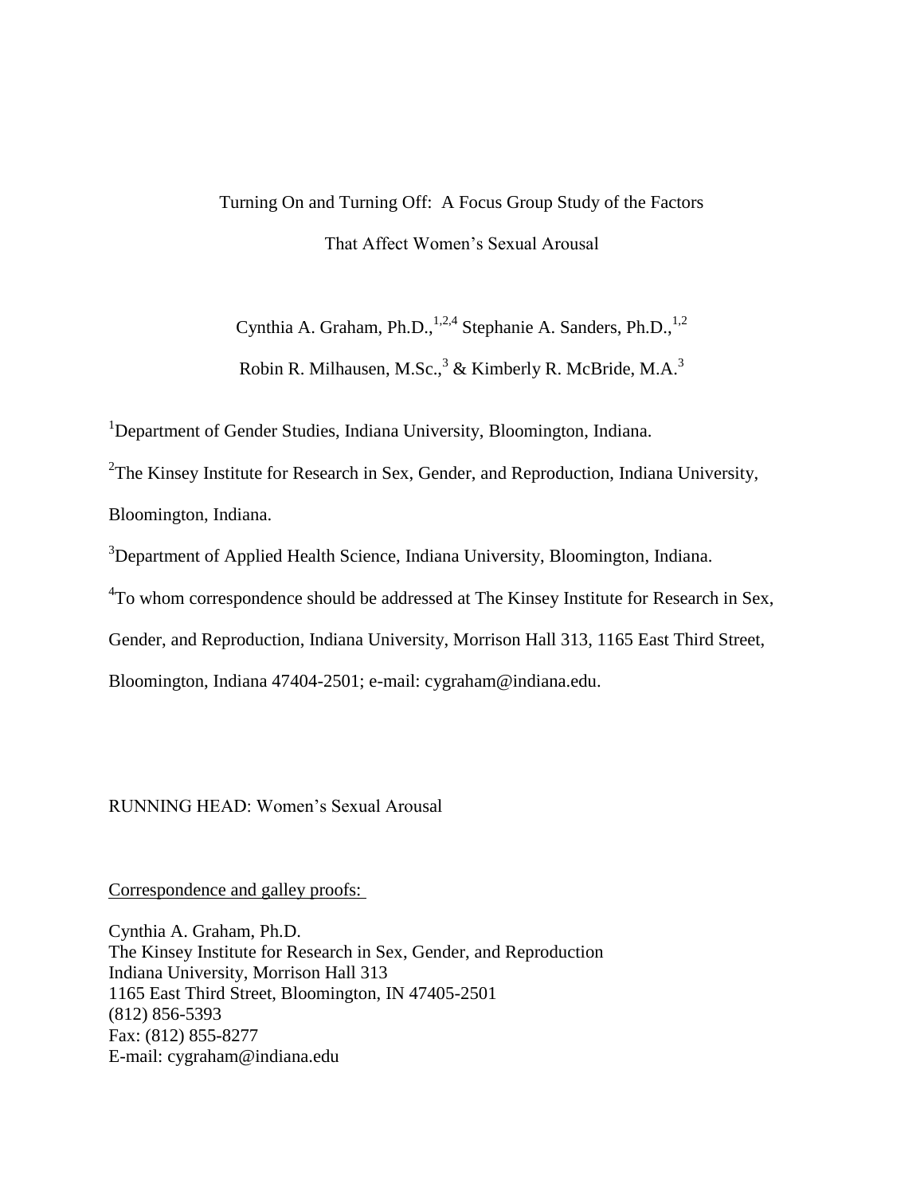# Turning On and Turning Off: A Focus Group Study of the Factors That Affect Women's Sexual Arousal

Cynthia A. Graham, Ph.D.,[1,2,4] Stephanie A. Sanders, Ph.D.,[1,2]
Robin R. Milhausen, M.Sc.,[3] & Kimberly R. McBride, M.A.[3]

[1]Department of Gender Studies, Indiana University, Bloomington, Indiana.

[2]The Kinsey Institute for Research in Sex, Gender, and Reproduction, Indiana University, Bloomington, Indiana.

[3]Department of Applied Health Science, Indiana University, Bloomington, Indiana.

[4]To whom correspondence should be addressed at The Kinsey Institute for Research in Sex, Gender, and Reproduction, Indiana University, Morrison Hall 313, 1165 East Third Street, Bloomington, Indiana 47404-2501; e-mail: cygraham@indiana.edu.

RUNNING HEAD: Women's Sexual Arousal

Correspondence and galley proofs:

Cynthia A. Graham, Ph.D.
The Kinsey Institute for Research in Sex, Gender, and Reproduction
Indiana University, Morrison Hall 313
1165 East Third Street, Bloomington, IN 47405-2501
(812) 856-5393
Fax: (812) 855-8277
E-mail: cygraham@indiana.edu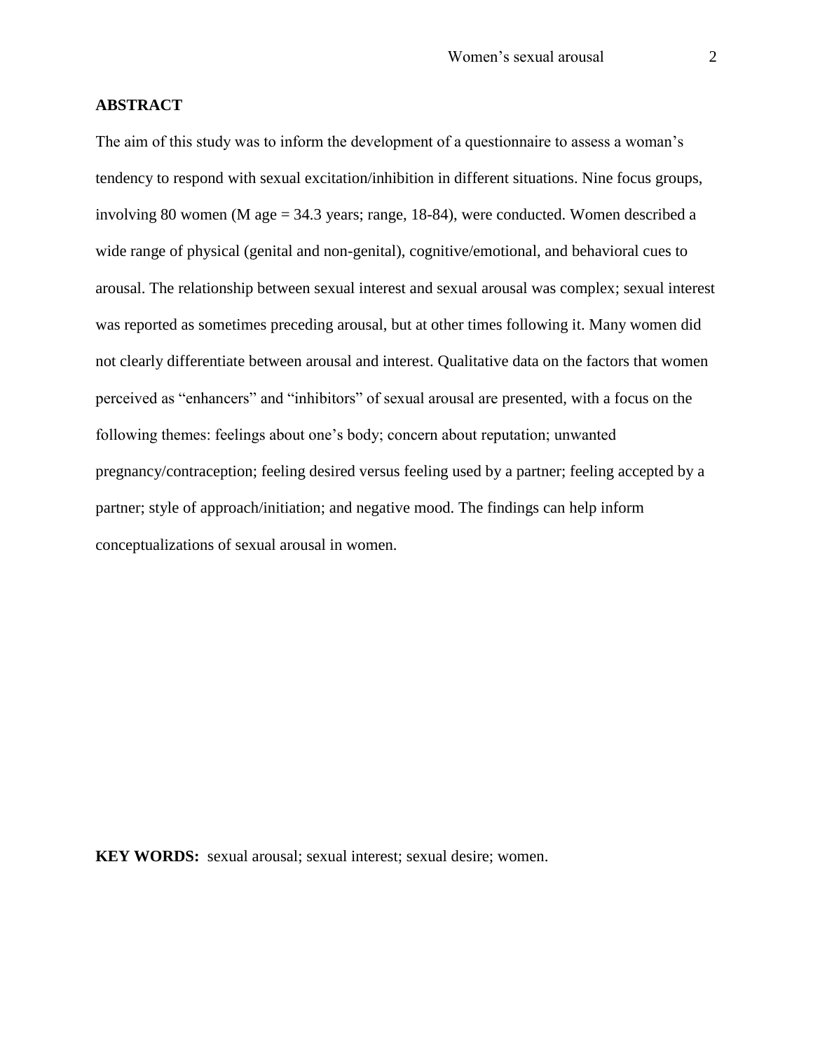## ABSTRACT

The aim of this study was to inform the development of a questionnaire to assess a woman's tendency to respond with sexual excitation/inhibition in different situations. Nine focus groups, involving 80 women (M age = 34.3 years; range, 18-84), were conducted. Women described a wide range of physical (genital and non-genital), cognitive/emotional, and behavioral cues to arousal. The relationship between sexual interest and sexual arousal was complex; sexual interest was reported as sometimes preceding arousal, but at other times following it. Many women did not clearly differentiate between arousal and interest. Qualitative data on the factors that women perceived as "enhancers" and "inhibitors" of sexual arousal are presented, with a focus on the following themes: feelings about one's body; concern about reputation; unwanted pregnancy/contraception; feeling desired versus feeling used by a partner; feeling accepted by a partner; style of approach/initiation; and negative mood. The findings can help inform conceptualizations of sexual arousal in women.

**KEY WORDS:** sexual arousal; sexual interest; sexual desire; women.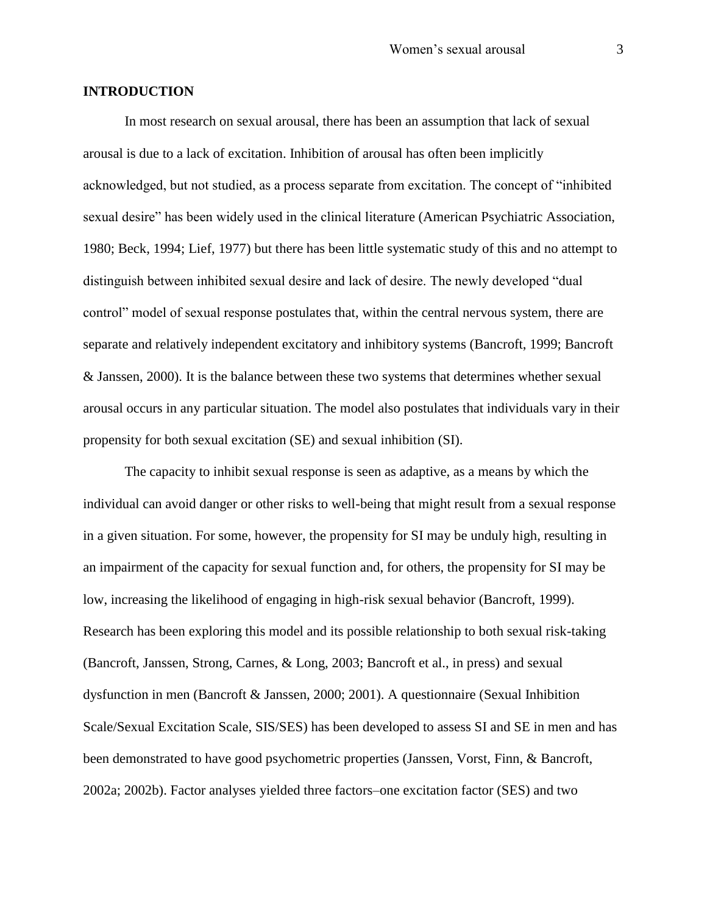# INTRODUCTION

In most research on sexual arousal, there has been an assumption that lack of sexual arousal is due to a lack of excitation. Inhibition of arousal has often been implicitly acknowledged, but not studied, as a process separate from excitation. The concept of "inhibited sexual desire" has been widely used in the clinical literature (American Psychiatric Association, 1980; Beck, 1994; Lief, 1977) but there has been little systematic study of this and no attempt to distinguish between inhibited sexual desire and lack of desire. The newly developed "dual control" model of sexual response postulates that, within the central nervous system, there are separate and relatively independent excitatory and inhibitory systems (Bancroft, 1999; Bancroft & Janssen, 2000). It is the balance between these two systems that determines whether sexual arousal occurs in any particular situation. The model also postulates that individuals vary in their propensity for both sexual excitation (SE) and sexual inhibition (SI).

The capacity to inhibit sexual response is seen as adaptive, as a means by which the individual can avoid danger or other risks to well-being that might result from a sexual response in a given situation. For some, however, the propensity for SI may be unduly high, resulting in an impairment of the capacity for sexual function and, for others, the propensity for SI may be low, increasing the likelihood of engaging in high-risk sexual behavior (Bancroft, 1999). Research has been exploring this model and its possible relationship to both sexual risk-taking (Bancroft, Janssen, Strong, Carnes, & Long, 2003; Bancroft et al., in press) and sexual dysfunction in men (Bancroft & Janssen, 2000; 2001). A questionnaire (Sexual Inhibition Scale/Sexual Excitation Scale, SIS/SES) has been developed to assess SI and SE in men and has been demonstrated to have good psychometric properties (Janssen, Vorst, Finn, & Bancroft, 2002a; 2002b). Factor analyses yielded three factors–one excitation factor (SES) and two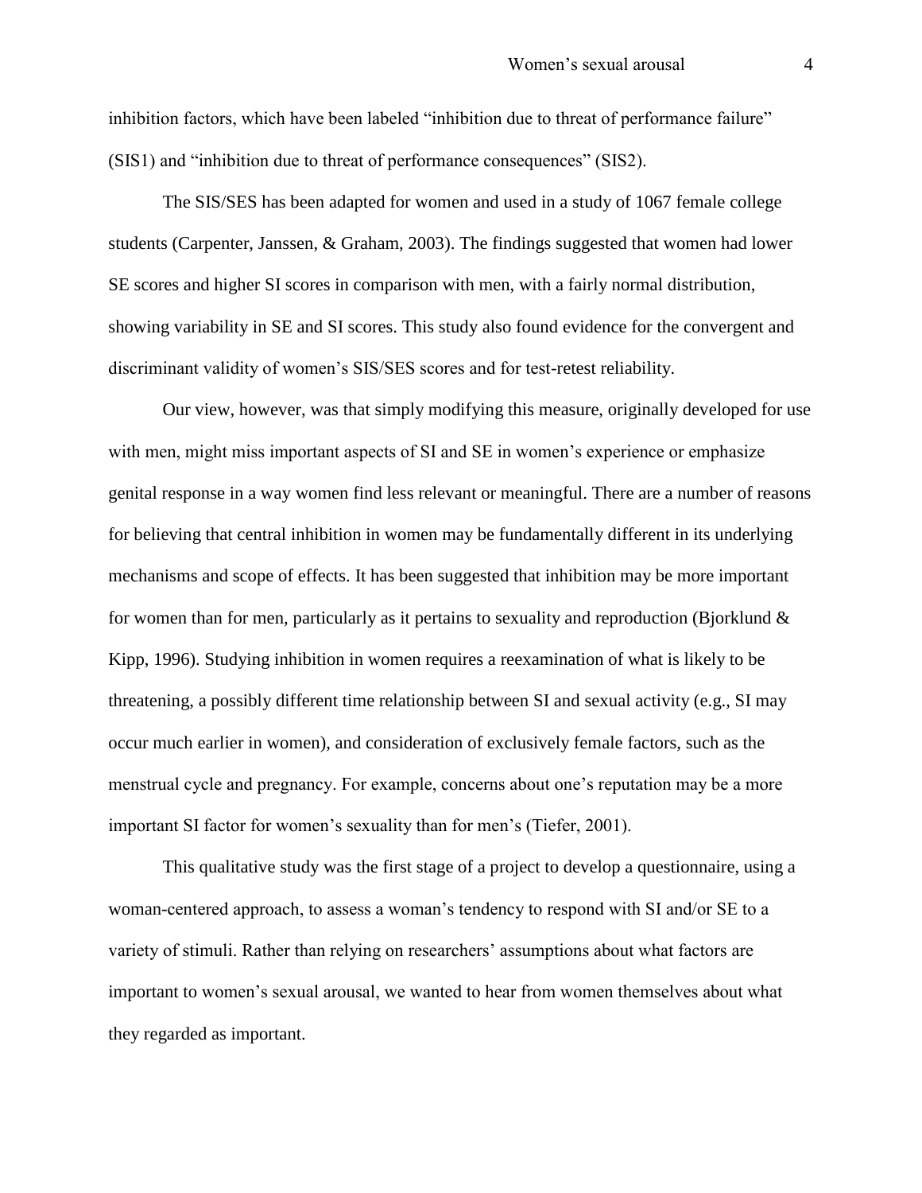inhibition factors, which have been labeled "inhibition due to threat of performance failure" (SIS1) and "inhibition due to threat of performance consequences" (SIS2).

The SIS/SES has been adapted for women and used in a study of 1067 female college students (Carpenter, Janssen, & Graham, 2003). The findings suggested that women had lower SE scores and higher SI scores in comparison with men, with a fairly normal distribution, showing variability in SE and SI scores. This study also found evidence for the convergent and discriminant validity of women's SIS/SES scores and for test-retest reliability.

Our view, however, was that simply modifying this measure, originally developed for use with men, might miss important aspects of SI and SE in women's experience or emphasize genital response in a way women find less relevant or meaningful. There are a number of reasons for believing that central inhibition in women may be fundamentally different in its underlying mechanisms and scope of effects. It has been suggested that inhibition may be more important for women than for men, particularly as it pertains to sexuality and reproduction (Bjorklund & Kipp, 1996). Studying inhibition in women requires a reexamination of what is likely to be threatening, a possibly different time relationship between SI and sexual activity (e.g., SI may occur much earlier in women), and consideration of exclusively female factors, such as the menstrual cycle and pregnancy. For example, concerns about one's reputation may be a more important SI factor for women's sexuality than for men's (Tiefer, 2001).

This qualitative study was the first stage of a project to develop a questionnaire, using a woman-centered approach, to assess a woman's tendency to respond with SI and/or SE to a variety of stimuli. Rather than relying on researchers' assumptions about what factors are important to women's sexual arousal, we wanted to hear from women themselves about what they regarded as important.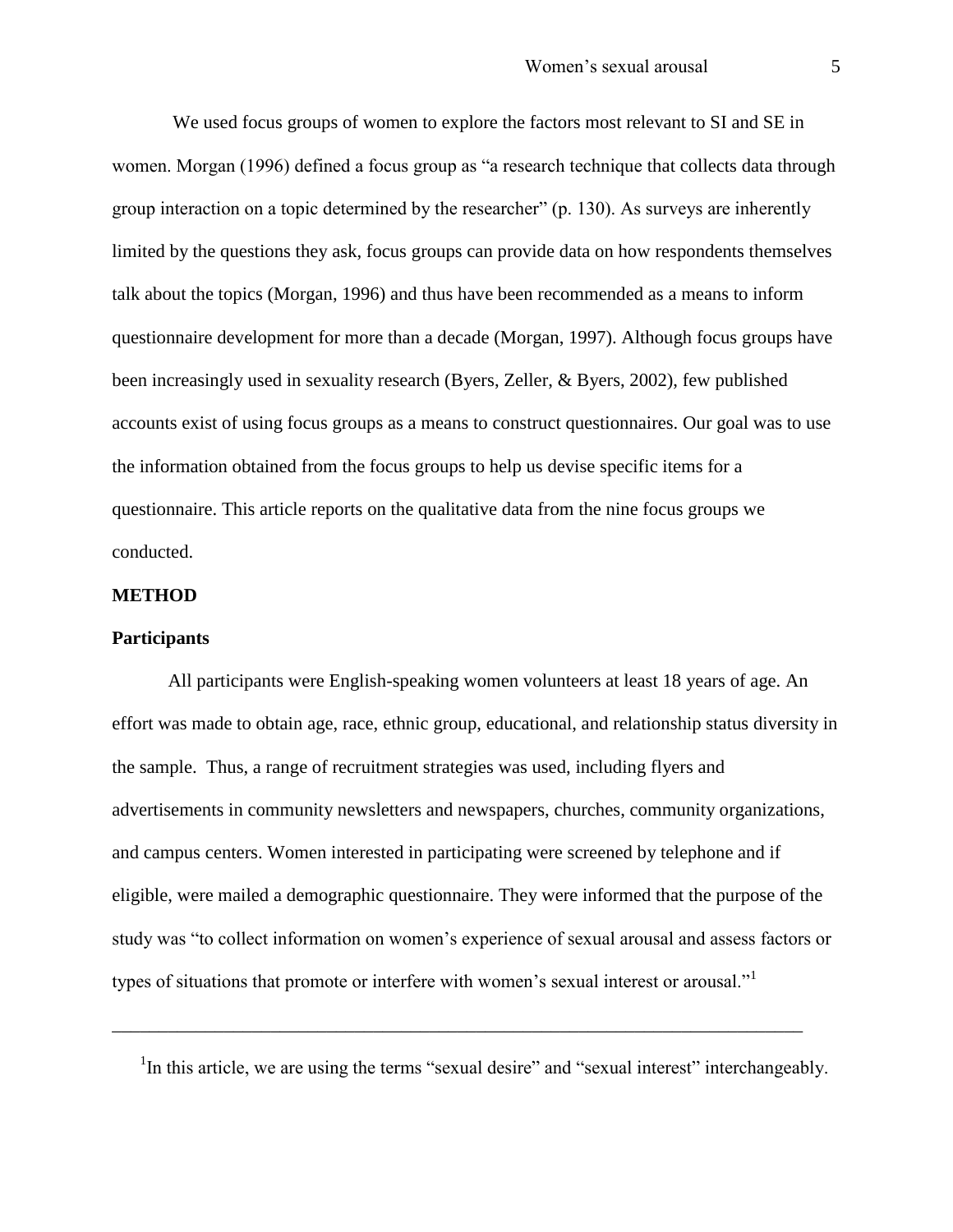We used focus groups of women to explore the factors most relevant to SI and SE in women. Morgan (1996) defined a focus group as "a research technique that collects data through group interaction on a topic determined by the researcher" (p. 130). As surveys are inherently limited by the questions they ask, focus groups can provide data on how respondents themselves talk about the topics (Morgan, 1996) and thus have been recommended as a means to inform questionnaire development for more than a decade (Morgan, 1997). Although focus groups have been increasingly used in sexuality research (Byers, Zeller, & Byers, 2002), few published accounts exist of using focus groups as a means to construct questionnaires. Our goal was to use the information obtained from the focus groups to help us devise specific items for a questionnaire. This article reports on the qualitative data from the nine focus groups we conducted.

## METHOD

### Participants

All participants were English-speaking women volunteers at least 18 years of age. An effort was made to obtain age, race, ethnic group, educational, and relationship status diversity in the sample. Thus, a range of recruitment strategies was used, including flyers and advertisements in community newsletters and newspapers, churches, community organizations, and campus centers. Women interested in participating were screened by telephone and if eligible, were mailed a demographic questionnaire. They were informed that the purpose of the study was "to collect information on women's experience of sexual arousal and assess factors or types of situations that promote or interfere with women's sexual interest or arousal."[1]

---

[1]In this article, we are using the terms "sexual desire" and "sexual interest" interchangeably.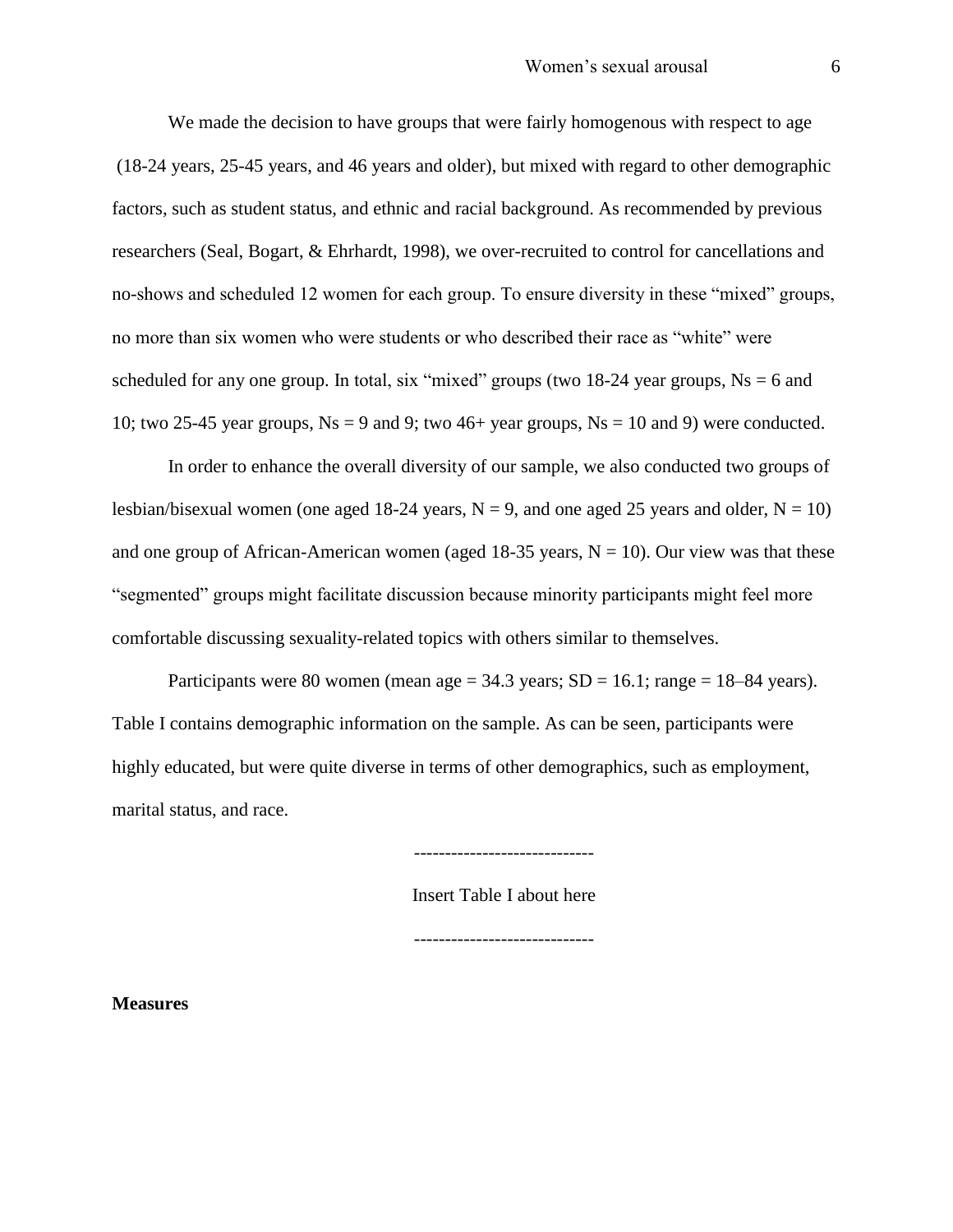We made the decision to have groups that were fairly homogenous with respect to age (18-24 years, 25-45 years, and 46 years and older), but mixed with regard to other demographic factors, such as student status, and ethnic and racial background. As recommended by previous researchers (Seal, Bogart, & Ehrhardt, 1998), we over-recruited to control for cancellations and no-shows and scheduled 12 women for each group. To ensure diversity in these "mixed" groups, no more than six women who were students or who described their race as "white" were scheduled for any one group. In total, six "mixed" groups (two 18-24 year groups, Ns = 6 and 10; two 25-45 year groups, Ns = 9 and 9; two 46+ year groups, Ns = 10 and 9) were conducted.

In order to enhance the overall diversity of our sample, we also conducted two groups of lesbian/bisexual women (one aged 18-24 years, N = 9, and one aged 25 years and older, N = 10) and one group of African-American women (aged 18-35 years, N = 10). Our view was that these "segmented" groups might facilitate discussion because minority participants might feel more comfortable discussing sexuality-related topics with others similar to themselves.

Participants were 80 women (mean age = 34.3 years; SD = 16.1; range = 18–84 years). Table I contains demographic information on the sample. As can be seen, participants were highly educated, but were quite diverse in terms of other demographics, such as employment, marital status, and race.

----------------------------

Insert Table I about here

----------------------------

**Measures**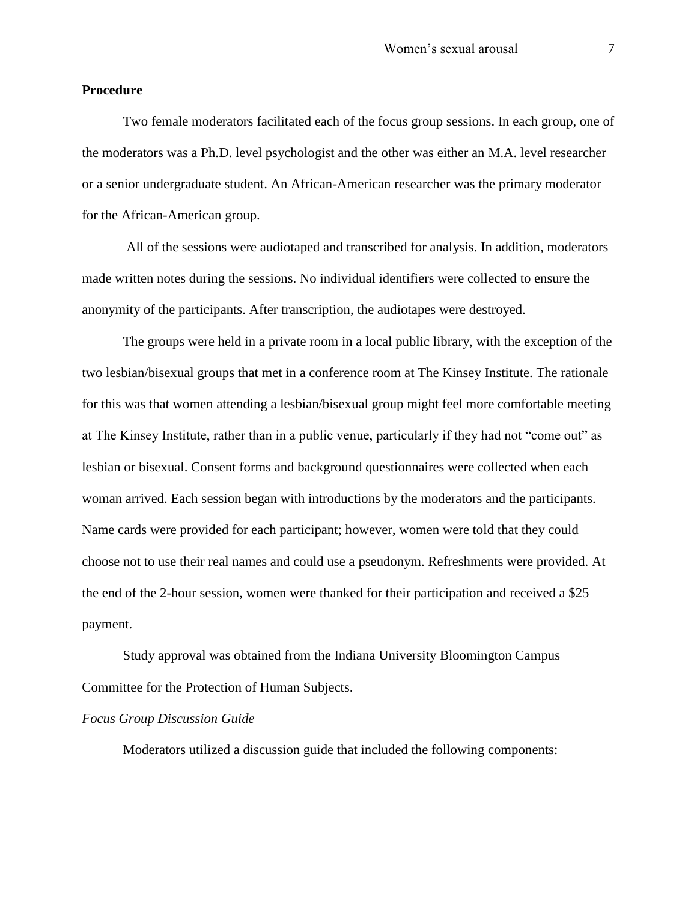**Procedure**

Two female moderators facilitated each of the focus group sessions. In each group, one of the moderators was a Ph.D. level psychologist and the other was either an M.A. level researcher or a senior undergraduate student. An African-American researcher was the primary moderator for the African-American group.

All of the sessions were audiotaped and transcribed for analysis. In addition, moderators made written notes during the sessions. No individual identifiers were collected to ensure the anonymity of the participants. After transcription, the audiotapes were destroyed.

The groups were held in a private room in a local public library, with the exception of the two lesbian/bisexual groups that met in a conference room at The Kinsey Institute. The rationale for this was that women attending a lesbian/bisexual group might feel more comfortable meeting at The Kinsey Institute, rather than in a public venue, particularly if they had not "come out" as lesbian or bisexual. Consent forms and background questionnaires were collected when each woman arrived. Each session began with introductions by the moderators and the participants. Name cards were provided for each participant; however, women were told that they could choose not to use their real names and could use a pseudonym. Refreshments were provided. At the end of the 2-hour session, women were thanked for their participation and received a $25 payment.

Study approval was obtained from the Indiana University Bloomington Campus Committee for the Protection of Human Subjects.

*Focus Group Discussion Guide*

Moderators utilized a discussion guide that included the following components: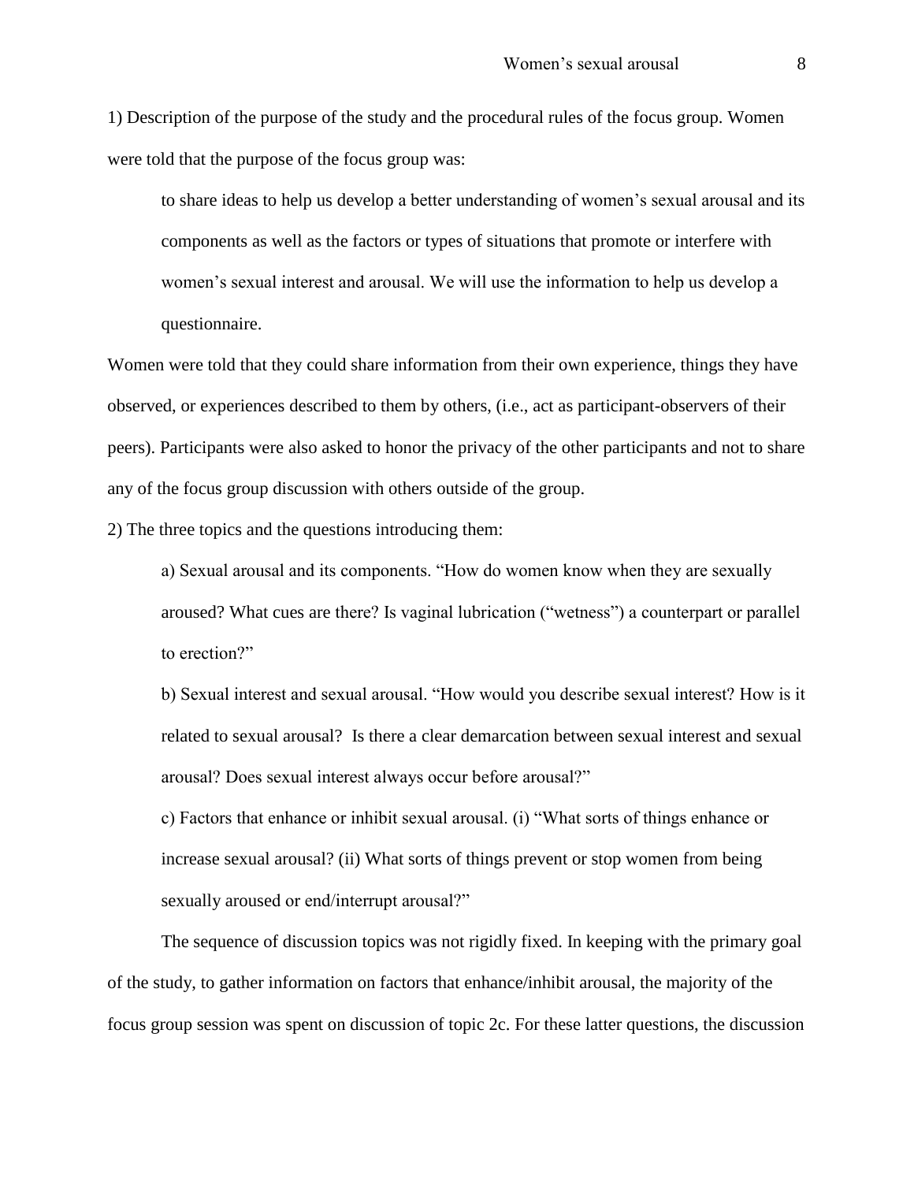1) Description of the purpose of the study and the procedural rules of the focus group. Women were told that the purpose of the focus group was:

> to share ideas to help us develop a better understanding of women's sexual arousal and its components as well as the factors or types of situations that promote or interfere with women's sexual interest and arousal. We will use the information to help us develop a questionnaire.

Women were told that they could share information from their own experience, things they have observed, or experiences described to them by others, (i.e., act as participant-observers of their peers). Participants were also asked to honor the privacy of the other participants and not to share any of the focus group discussion with others outside of the group.

2) The three topics and the questions introducing them:

a) Sexual arousal and its components. "How do women know when they are sexually aroused? What cues are there? Is vaginal lubrication ("wetness") a counterpart or parallel to erection?"

b) Sexual interest and sexual arousal. "How would you describe sexual interest? How is it related to sexual arousal? Is there a clear demarcation between sexual interest and sexual arousal? Does sexual interest always occur before arousal?"

c) Factors that enhance or inhibit sexual arousal. (i) "What sorts of things enhance or increase sexual arousal? (ii) What sorts of things prevent or stop women from being sexually aroused or end/interrupt arousal?"

The sequence of discussion topics was not rigidly fixed. In keeping with the primary goal of the study, to gather information on factors that enhance/inhibit arousal, the majority of the focus group session was spent on discussion of topic 2c. For these latter questions, the discussion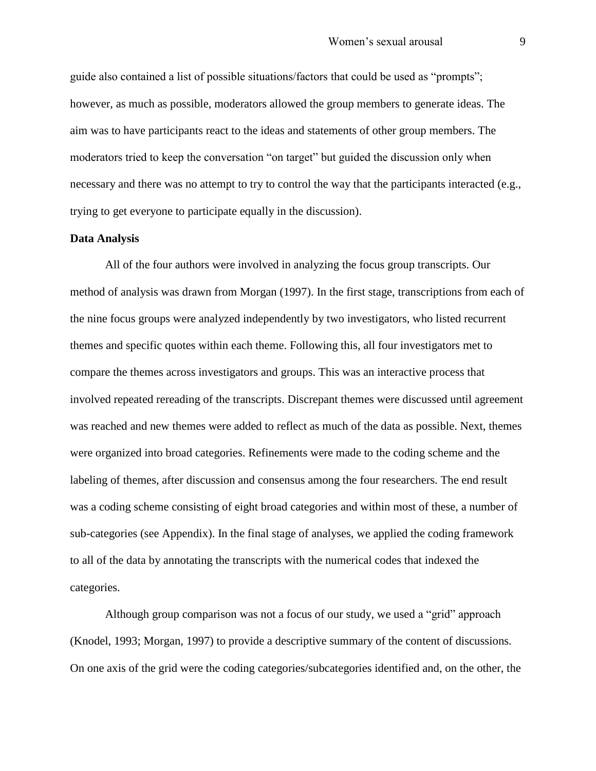guide also contained a list of possible situations/factors that could be used as "prompts"; however, as much as possible, moderators allowed the group members to generate ideas. The aim was to have participants react to the ideas and statements of other group members. The moderators tried to keep the conversation "on target" but guided the discussion only when necessary and there was no attempt to try to control the way that the participants interacted (e.g., trying to get everyone to participate equally in the discussion).

**Data Analysis**

All of the four authors were involved in analyzing the focus group transcripts. Our method of analysis was drawn from Morgan (1997). In the first stage, transcriptions from each of the nine focus groups were analyzed independently by two investigators, who listed recurrent themes and specific quotes within each theme. Following this, all four investigators met to compare the themes across investigators and groups. This was an interactive process that involved repeated rereading of the transcripts. Discrepant themes were discussed until agreement was reached and new themes were added to reflect as much of the data as possible. Next, themes were organized into broad categories. Refinements were made to the coding scheme and the labeling of themes, after discussion and consensus among the four researchers. The end result was a coding scheme consisting of eight broad categories and within most of these, a number of sub-categories (see Appendix). In the final stage of analyses, we applied the coding framework to all of the data by annotating the transcripts with the numerical codes that indexed the categories.

Although group comparison was not a focus of our study, we used a "grid" approach (Knodel, 1993; Morgan, 1997) to provide a descriptive summary of the content of discussions. On one axis of the grid were the coding categories/subcategories identified and, on the other, the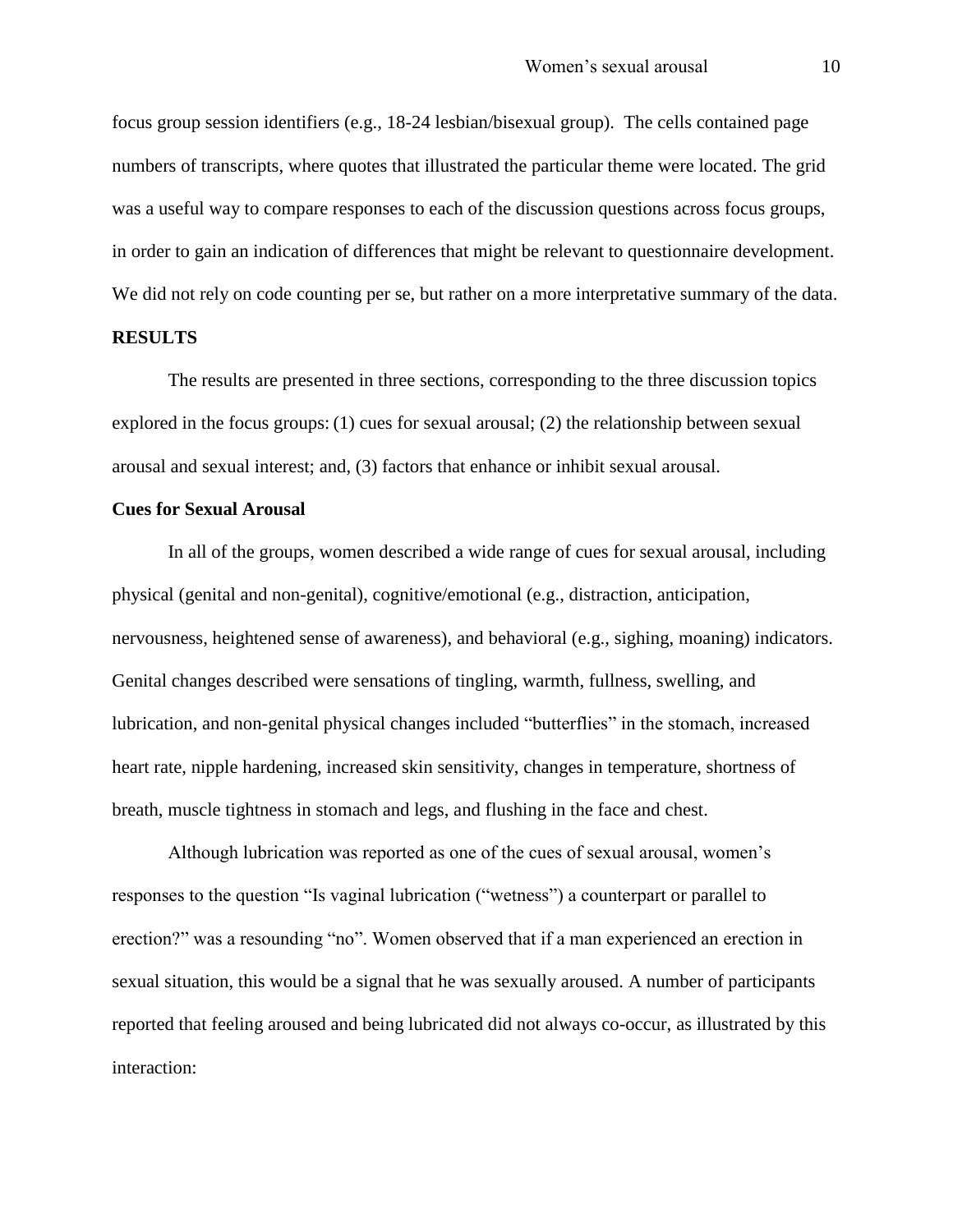focus group session identifiers (e.g., 18-24 lesbian/bisexual group). The cells contained page numbers of transcripts, where quotes that illustrated the particular theme were located. The grid was a useful way to compare responses to each of the discussion questions across focus groups, in order to gain an indication of differences that might be relevant to questionnaire development. We did not rely on code counting per se, but rather on a more interpretative summary of the data.

## RESULTS

The results are presented in three sections, corresponding to the three discussion topics explored in the focus groups: (1) cues for sexual arousal; (2) the relationship between sexual arousal and sexual interest; and, (3) factors that enhance or inhibit sexual arousal.

### Cues for Sexual Arousal

In all of the groups, women described a wide range of cues for sexual arousal, including physical (genital and non-genital), cognitive/emotional (e.g., distraction, anticipation, nervousness, heightened sense of awareness), and behavioral (e.g., sighing, moaning) indicators. Genital changes described were sensations of tingling, warmth, fullness, swelling, and lubrication, and non-genital physical changes included "butterflies" in the stomach, increased heart rate, nipple hardening, increased skin sensitivity, changes in temperature, shortness of breath, muscle tightness in stomach and legs, and flushing in the face and chest.

Although lubrication was reported as one of the cues of sexual arousal, women's responses to the question "Is vaginal lubrication ("wetness") a counterpart or parallel to erection?" was a resounding "no". Women observed that if a man experienced an erection in sexual situation, this would be a signal that he was sexually aroused. A number of participants reported that feeling aroused and being lubricated did not always co-occur, as illustrated by this interaction: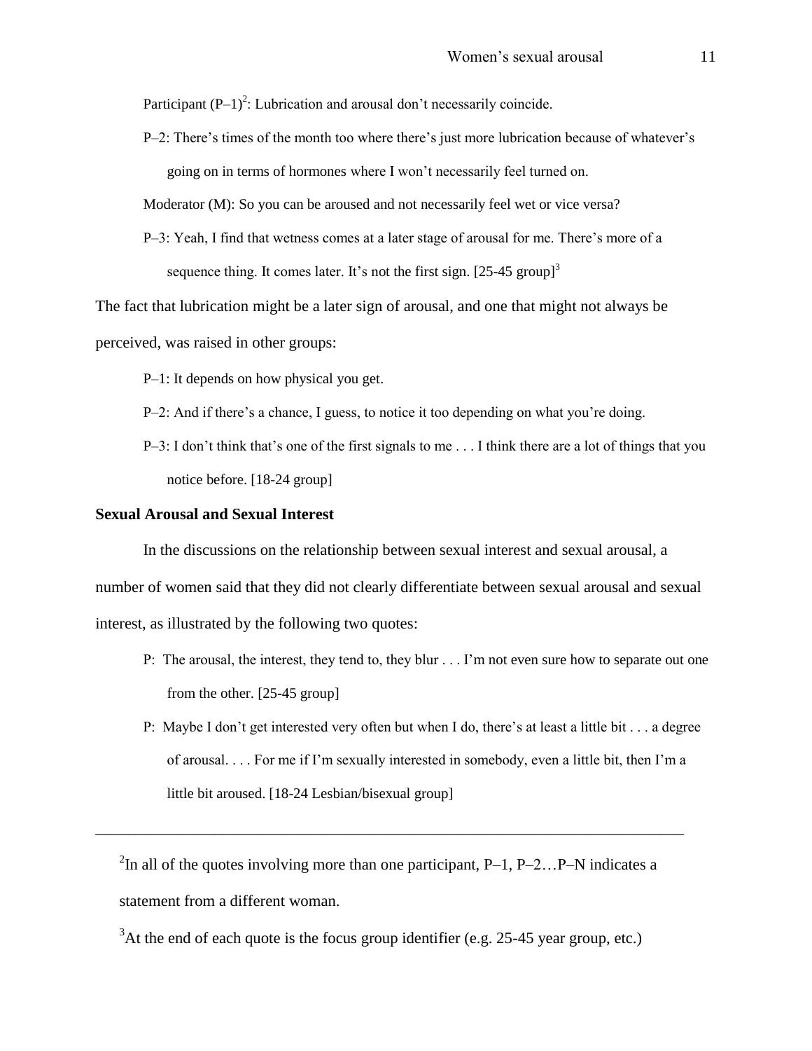Participant (P–1)[2]: Lubrication and arousal don't necessarily coincide.

P–2: There's times of the month too where there's just more lubrication because of whatever's going on in terms of hormones where I won't necessarily feel turned on.

Moderator (M): So you can be aroused and not necessarily feel wet or vice versa?

P–3: Yeah, I find that wetness comes at a later stage of arousal for me. There's more of a sequence thing. It comes later. It's not the first sign. [25-45 group][3]

The fact that lubrication might be a later sign of arousal, and one that might not always be perceived, was raised in other groups:

P–1: It depends on how physical you get.

P–2: And if there's a chance, I guess, to notice it too depending on what you're doing.

P–3: I don't think that's one of the first signals to me . . . I think there are a lot of things that you notice before. [18-24 group]

### Sexual Arousal and Sexual Interest

In the discussions on the relationship between sexual interest and sexual arousal, a number of women said that they did not clearly differentiate between sexual arousal and sexual interest, as illustrated by the following two quotes:

P: The arousal, the interest, they tend to, they blur . . . I'm not even sure how to separate out one from the other. [25-45 group]

P: Maybe I don't get interested very often but when I do, there's at least a little bit . . . a degree of arousal. . . . For me if I'm sexually interested in somebody, even a little bit, then I'm a little bit aroused. [18-24 Lesbian/bisexual group]

---

[2]In all of the quotes involving more than one participant, P–1, P–2…P–N indicates a statement from a different woman.

[3]At the end of each quote is the focus group identifier (e.g. 25-45 year group, etc.)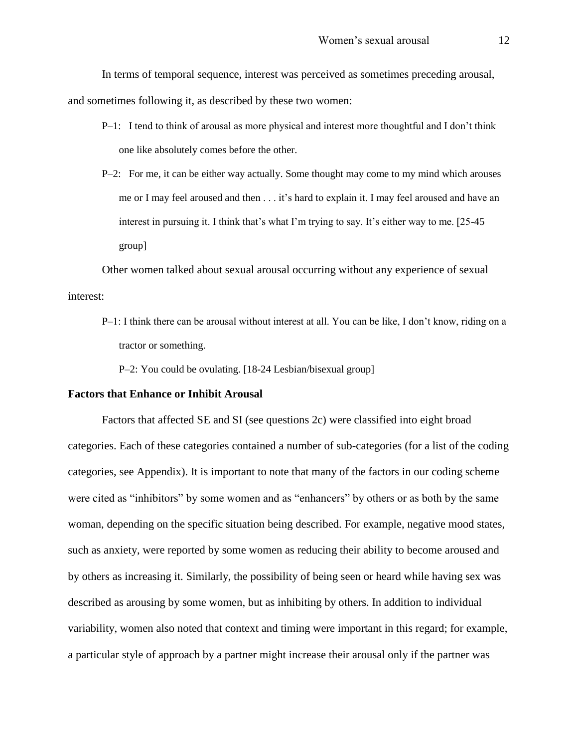In terms of temporal sequence, interest was perceived as sometimes preceding arousal, and sometimes following it, as described by these two women:

> P–1: I tend to think of arousal as more physical and interest more thoughtful and I don't think one like absolutely comes before the other.
>
> P–2: For me, it can be either way actually. Some thought may come to my mind which arouses me or I may feel aroused and then . . . it's hard to explain it. I may feel aroused and have an interest in pursuing it. I think that's what I'm trying to say. It's either way to me. [25-45 group]

Other women talked about sexual arousal occurring without any experience of sexual interest:

> P–1: I think there can be arousal without interest at all. You can be like, I don't know, riding on a tractor or something.
>
> P–2: You could be ovulating. [18-24 Lesbian/bisexual group]

**Factors that Enhance or Inhibit Arousal**

Factors that affected SE and SI (see questions 2c) were classified into eight broad categories. Each of these categories contained a number of sub-categories (for a list of the coding categories, see Appendix). It is important to note that many of the factors in our coding scheme were cited as "inhibitors" by some women and as "enhancers" by others or as both by the same woman, depending on the specific situation being described. For example, negative mood states, such as anxiety, were reported by some women as reducing their ability to become aroused and by others as increasing it. Similarly, the possibility of being seen or heard while having sex was described as arousing by some women, but as inhibiting by others. In addition to individual variability, women also noted that context and timing were important in this regard; for example, a particular style of approach by a partner might increase their arousal only if the partner was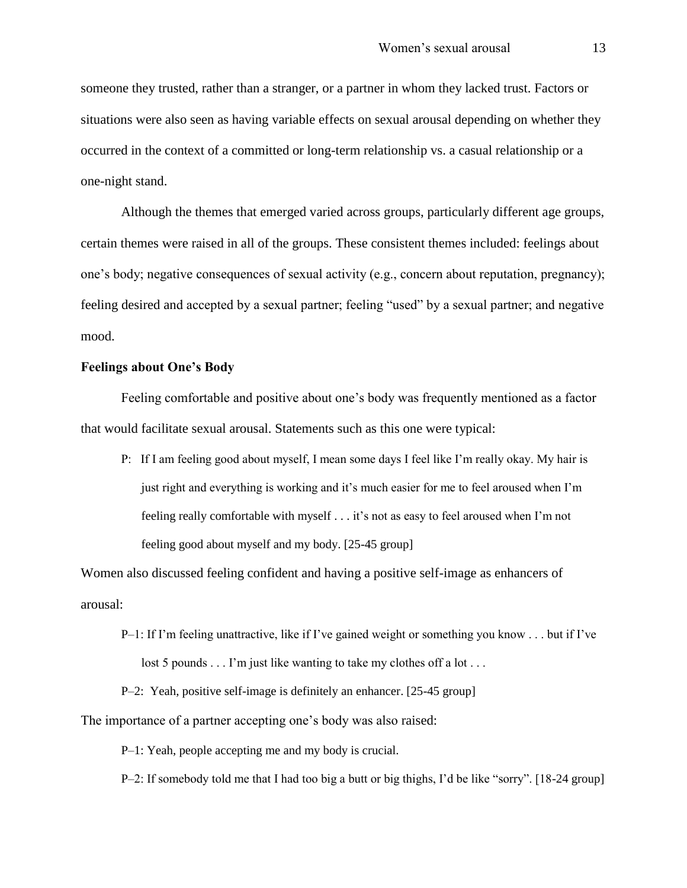someone they trusted, rather than a stranger, or a partner in whom they lacked trust. Factors or situations were also seen as having variable effects on sexual arousal depending on whether they occurred in the context of a committed or long-term relationship vs. a casual relationship or a one-night stand.

Although the themes that emerged varied across groups, particularly different age groups, certain themes were raised in all of the groups. These consistent themes included: feelings about one's body; negative consequences of sexual activity (e.g., concern about reputation, pregnancy); feeling desired and accepted by a sexual partner; feeling "used" by a sexual partner; and negative mood.

**Feelings about One's Body**

Feeling comfortable and positive about one's body was frequently mentioned as a factor that would facilitate sexual arousal. Statements such as this one were typical:

> P: If I am feeling good about myself, I mean some days I feel like I'm really okay. My hair is just right and everything is working and it's much easier for me to feel aroused when I'm feeling really comfortable with myself . . . it's not as easy to feel aroused when I'm not feeling good about myself and my body. [25-45 group]

Women also discussed feeling confident and having a positive self-image as enhancers of arousal:

> P–1: If I'm feeling unattractive, like if I've gained weight or something you know . . . but if I've lost 5 pounds . . . I'm just like wanting to take my clothes off a lot . . .
>
> P–2: Yeah, positive self-image is definitely an enhancer. [25-45 group]

The importance of a partner accepting one's body was also raised:

> P–1: Yeah, people accepting me and my body is crucial.
>
> P–2: If somebody told me that I had too big a butt or big thighs, I'd be like "sorry". [18-24 group]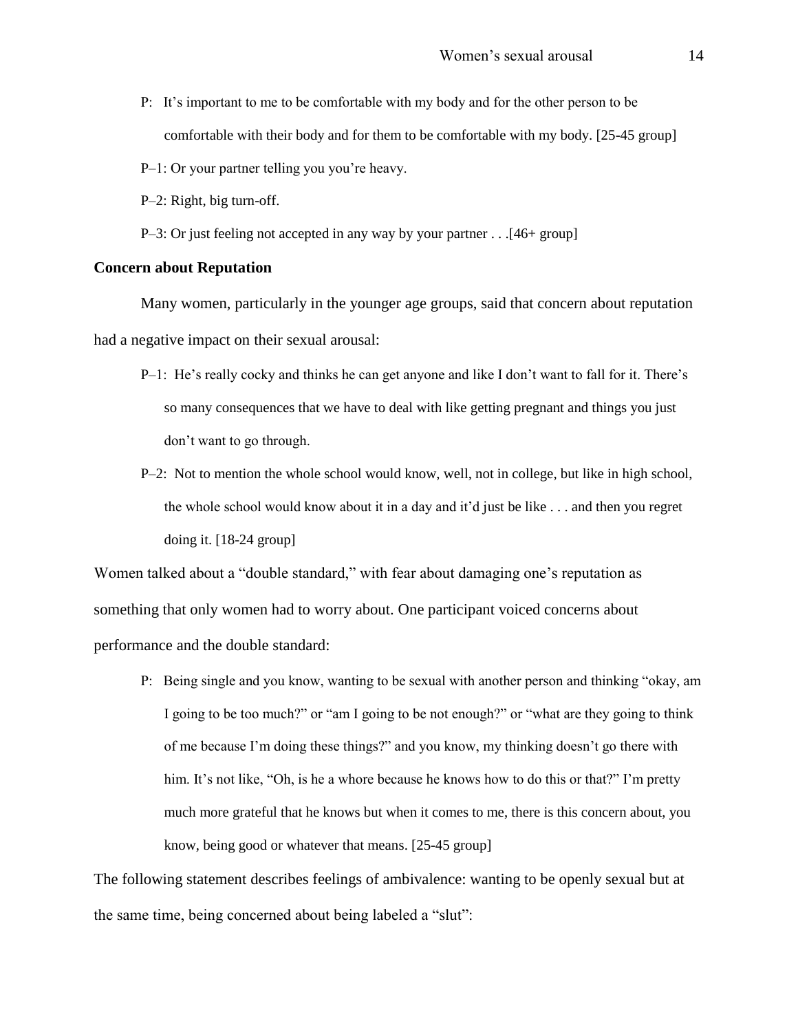P: It's important to me to be comfortable with my body and for the other person to be comfortable with their body and for them to be comfortable with my body. [25-45 group]

P–1: Or your partner telling you you're heavy.

P–2: Right, big turn-off.

P–3: Or just feeling not accepted in any way by your partner . . .[46+ group]

**Concern about Reputation**

Many women, particularly in the younger age groups, said that concern about reputation had a negative impact on their sexual arousal:

P–1: He's really cocky and thinks he can get anyone and like I don't want to fall for it. There's so many consequences that we have to deal with like getting pregnant and things you just don't want to go through.

P–2: Not to mention the whole school would know, well, not in college, but like in high school, the whole school would know about it in a day and it'd just be like . . . and then you regret doing it. [18-24 group]

Women talked about a "double standard," with fear about damaging one's reputation as something that only women had to worry about. One participant voiced concerns about performance and the double standard:

P: Being single and you know, wanting to be sexual with another person and thinking "okay, am I going to be too much?" or "am I going to be not enough?" or "what are they going to think of me because I'm doing these things?" and you know, my thinking doesn't go there with him. It's not like, "Oh, is he a whore because he knows how to do this or that?" I'm pretty much more grateful that he knows but when it comes to me, there is this concern about, you know, being good or whatever that means. [25-45 group]

The following statement describes feelings of ambivalence: wanting to be openly sexual but at the same time, being concerned about being labeled a "slut":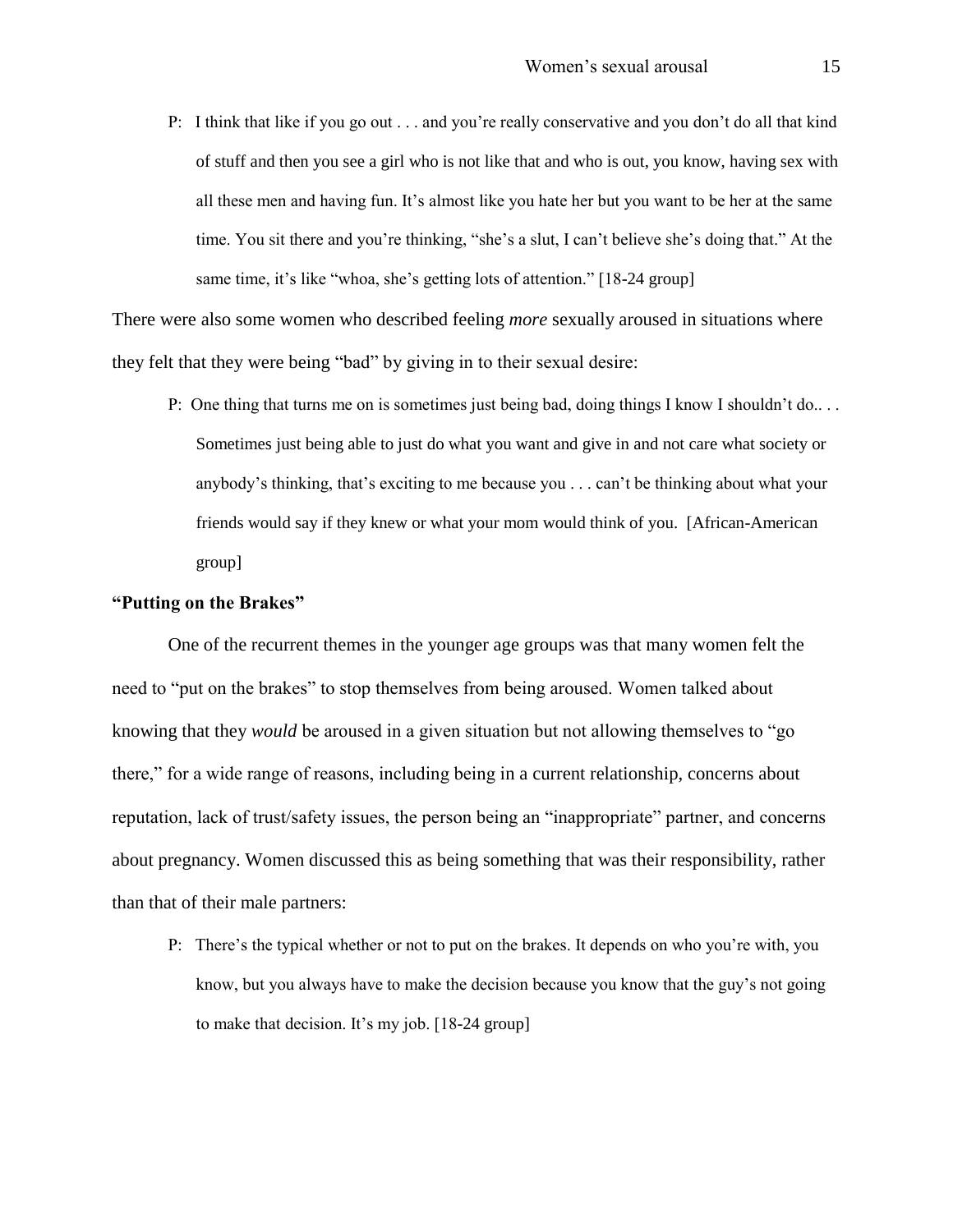> P: I think that like if you go out . . . and you're really conservative and you don't do all that kind of stuff and then you see a girl who is not like that and who is out, you know, having sex with all these men and having fun. It's almost like you hate her but you want to be her at the same time. You sit there and you're thinking, "she's a slut, I can't believe she's doing that." At the same time, it's like "whoa, she's getting lots of attention." [18-24 group]

There were also some women who described feeling *more* sexually aroused in situations where they felt that they were being "bad" by giving in to their sexual desire:

> P: One thing that turns me on is sometimes just being bad, doing things I know I shouldn't do.. . . Sometimes just being able to just do what you want and give in and not care what society or anybody's thinking, that's exciting to me because you . . . can't be thinking about what your friends would say if they knew or what your mom would think of you. [African-American group]

**"Putting on the Brakes"**

One of the recurrent themes in the younger age groups was that many women felt the need to "put on the brakes" to stop themselves from being aroused. Women talked about knowing that they *would* be aroused in a given situation but not allowing themselves to "go there," for a wide range of reasons, including being in a current relationship, concerns about reputation, lack of trust/safety issues, the person being an "inappropriate" partner, and concerns about pregnancy. Women discussed this as being something that was their responsibility, rather than that of their male partners:

> P: There's the typical whether or not to put on the brakes. It depends on who you're with, you know, but you always have to make the decision because you know that the guy's not going to make that decision. It's my job. [18-24 group]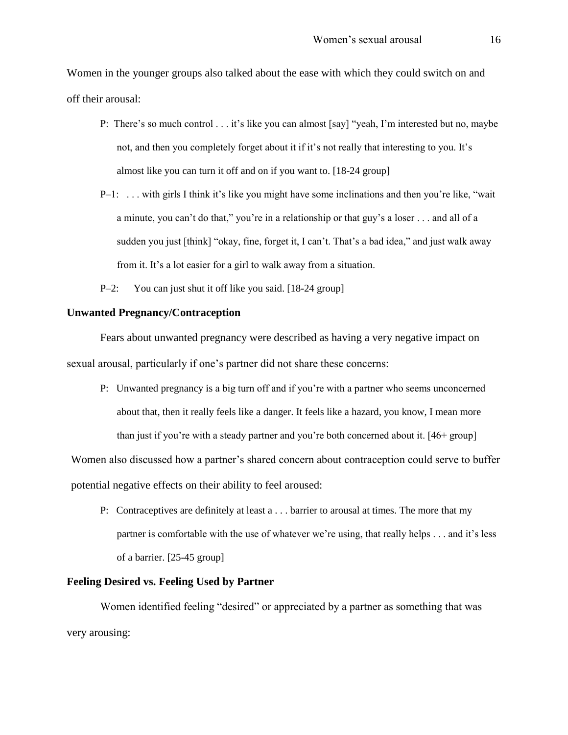Women in the younger groups also talked about the ease with which they could switch on and off their arousal:

> P: There's so much control . . . it's like you can almost [say] "yeah, I'm interested but no, maybe not, and then you completely forget about it if it's not really that interesting to you. It's almost like you can turn it off and on if you want to. [18-24 group]
>
> P–1: . . . with girls I think it's like you might have some inclinations and then you're like, "wait a minute, you can't do that," you're in a relationship or that guy's a loser . . . and all of a sudden you just [think] "okay, fine, forget it, I can't. That's a bad idea," and just walk away from it. It's a lot easier for a girl to walk away from a situation.
>
> P–2: You can just shut it off like you said. [18-24 group]

**Unwanted Pregnancy/Contraception**

Fears about unwanted pregnancy were described as having a very negative impact on sexual arousal, particularly if one's partner did not share these concerns:

> P: Unwanted pregnancy is a big turn off and if you're with a partner who seems unconcerned about that, then it really feels like a danger. It feels like a hazard, you know, I mean more than just if you're with a steady partner and you're both concerned about it. [46+ group]

Women also discussed how a partner's shared concern about contraception could serve to buffer potential negative effects on their ability to feel aroused:

> P: Contraceptives are definitely at least a . . . barrier to arousal at times. The more that my partner is comfortable with the use of whatever we're using, that really helps . . . and it's less of a barrier. [25-45 group]

**Feeling Desired vs. Feeling Used by Partner**

Women identified feeling "desired" or appreciated by a partner as something that was very arousing: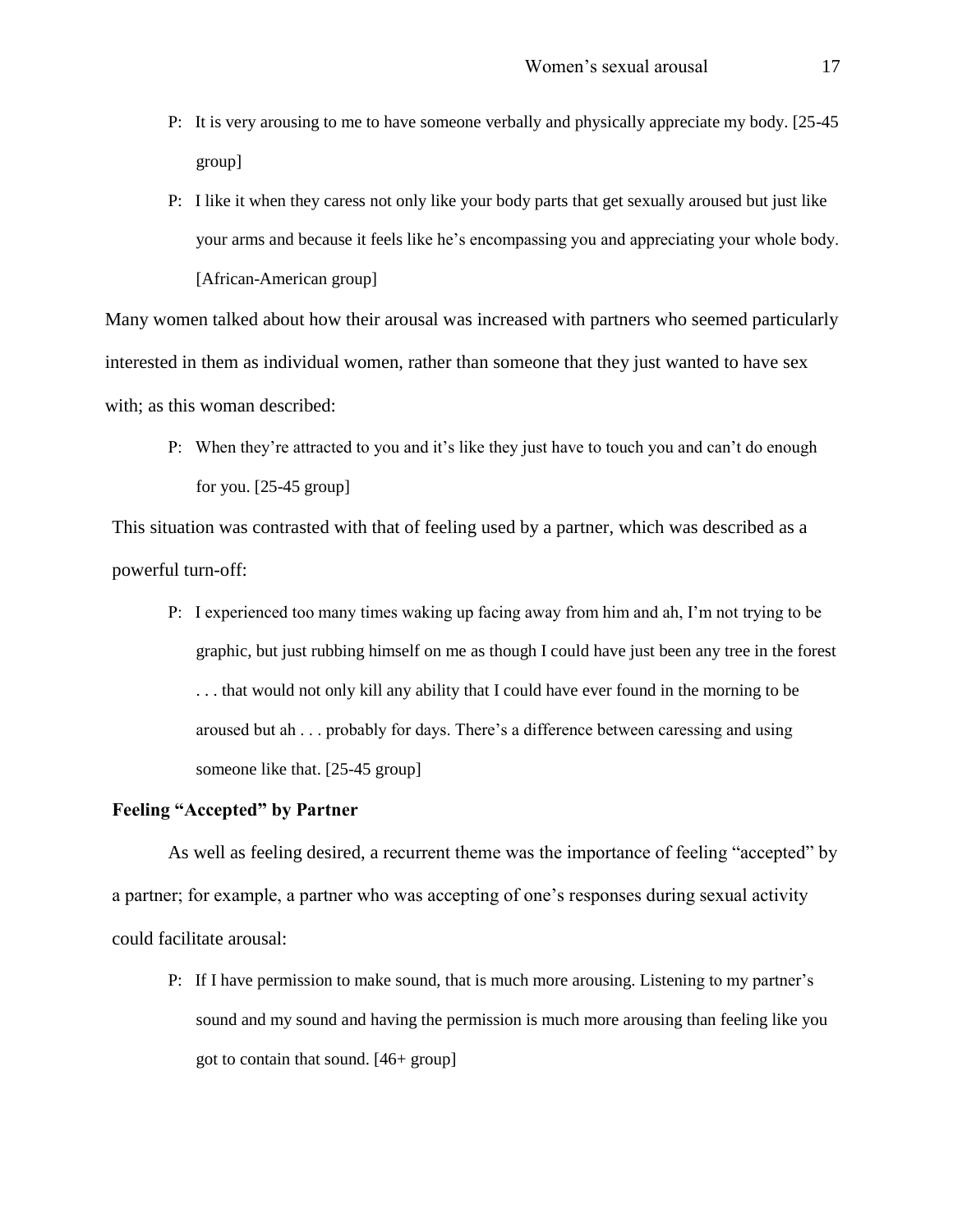P: It is very arousing to me to have someone verbally and physically appreciate my body. [25-45 group]

P: I like it when they caress not only like your body parts that get sexually aroused but just like your arms and because it feels like he's encompassing you and appreciating your whole body. [African-American group]

Many women talked about how their arousal was increased with partners who seemed particularly interested in them as individual women, rather than someone that they just wanted to have sex with; as this woman described:

P: When they're attracted to you and it's like they just have to touch you and can't do enough for you. [25-45 group]

This situation was contrasted with that of feeling used by a partner, which was described as a powerful turn-off:

P: I experienced too many times waking up facing away from him and ah, I'm not trying to be graphic, but just rubbing himself on me as though I could have just been any tree in the forest . . . that would not only kill any ability that I could have ever found in the morning to be aroused but ah . . . probably for days. There's a difference between caressing and using someone like that. [25-45 group]

**Feeling "Accepted" by Partner**

As well as feeling desired, a recurrent theme was the importance of feeling "accepted" by a partner; for example, a partner who was accepting of one's responses during sexual activity could facilitate arousal:

P: If I have permission to make sound, that is much more arousing. Listening to my partner's sound and my sound and having the permission is much more arousing than feeling like you got to contain that sound. [46+ group]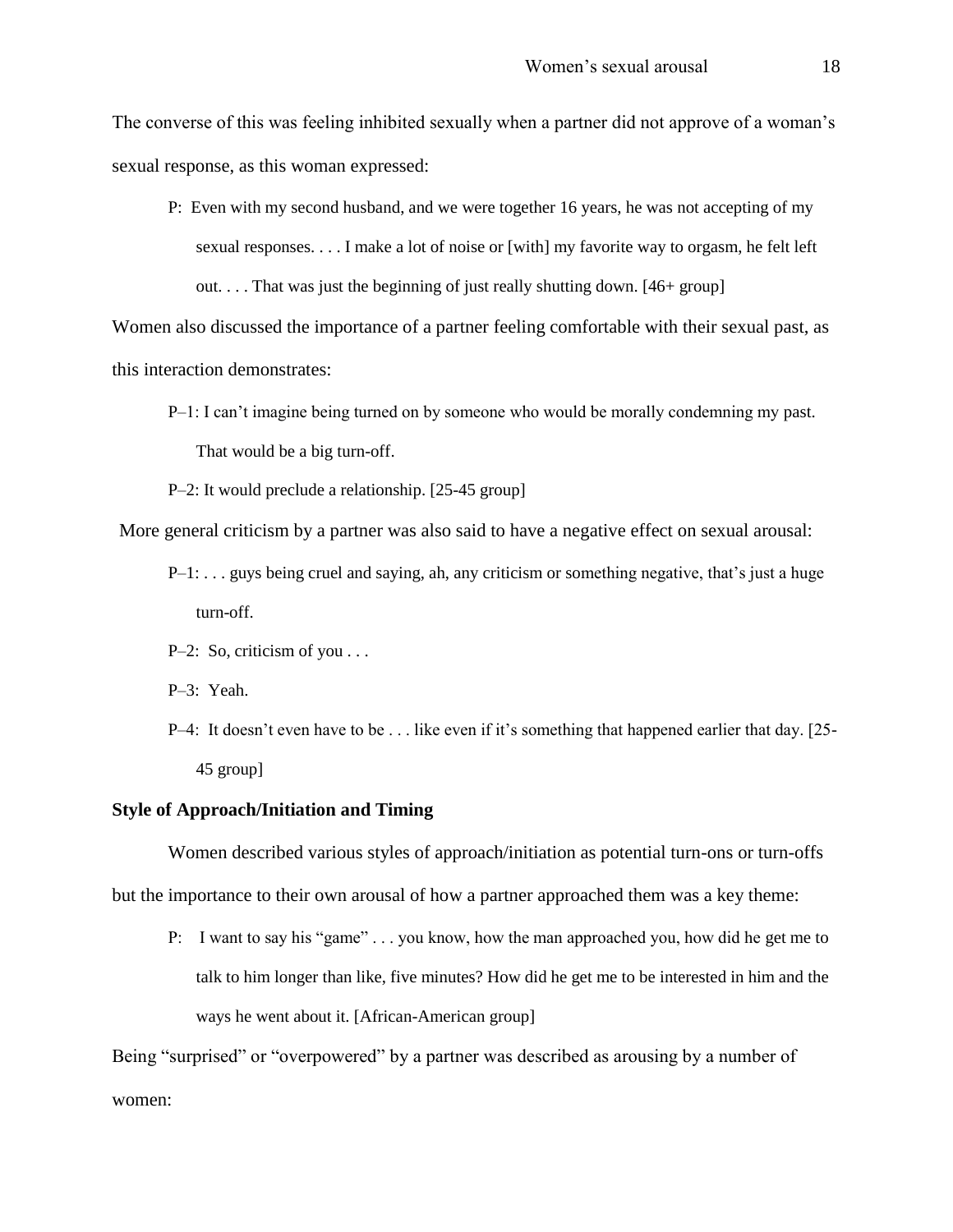The converse of this was feeling inhibited sexually when a partner did not approve of a woman's sexual response, as this woman expressed:

> P: Even with my second husband, and we were together 16 years, he was not accepting of my sexual responses. . . . I make a lot of noise or [with] my favorite way to orgasm, he felt left out. . . . That was just the beginning of just really shutting down. [46+ group]

Women also discussed the importance of a partner feeling comfortable with their sexual past, as this interaction demonstrates:

> P–1: I can't imagine being turned on by someone who would be morally condemning my past. That would be a big turn-off.
>
> P–2: It would preclude a relationship. [25-45 group]

More general criticism by a partner was also said to have a negative effect on sexual arousal:

> P–1: . . . guys being cruel and saying, ah, any criticism or something negative, that's just a huge turn-off.
>
> P–2: So, criticism of you . . .
>
> P–3: Yeah.
>
> P–4: It doesn't even have to be . . . like even if it's something that happened earlier that day. [25-45 group]

**Style of Approach/Initiation and Timing**

Women described various styles of approach/initiation as potential turn-ons or turn-offs but the importance to their own arousal of how a partner approached them was a key theme:

> P: I want to say his "game" . . . you know, how the man approached you, how did he get me to talk to him longer than like, five minutes? How did he get me to be interested in him and the ways he went about it. [African-American group]

Being "surprised" or "overpowered" by a partner was described as arousing by a number of women: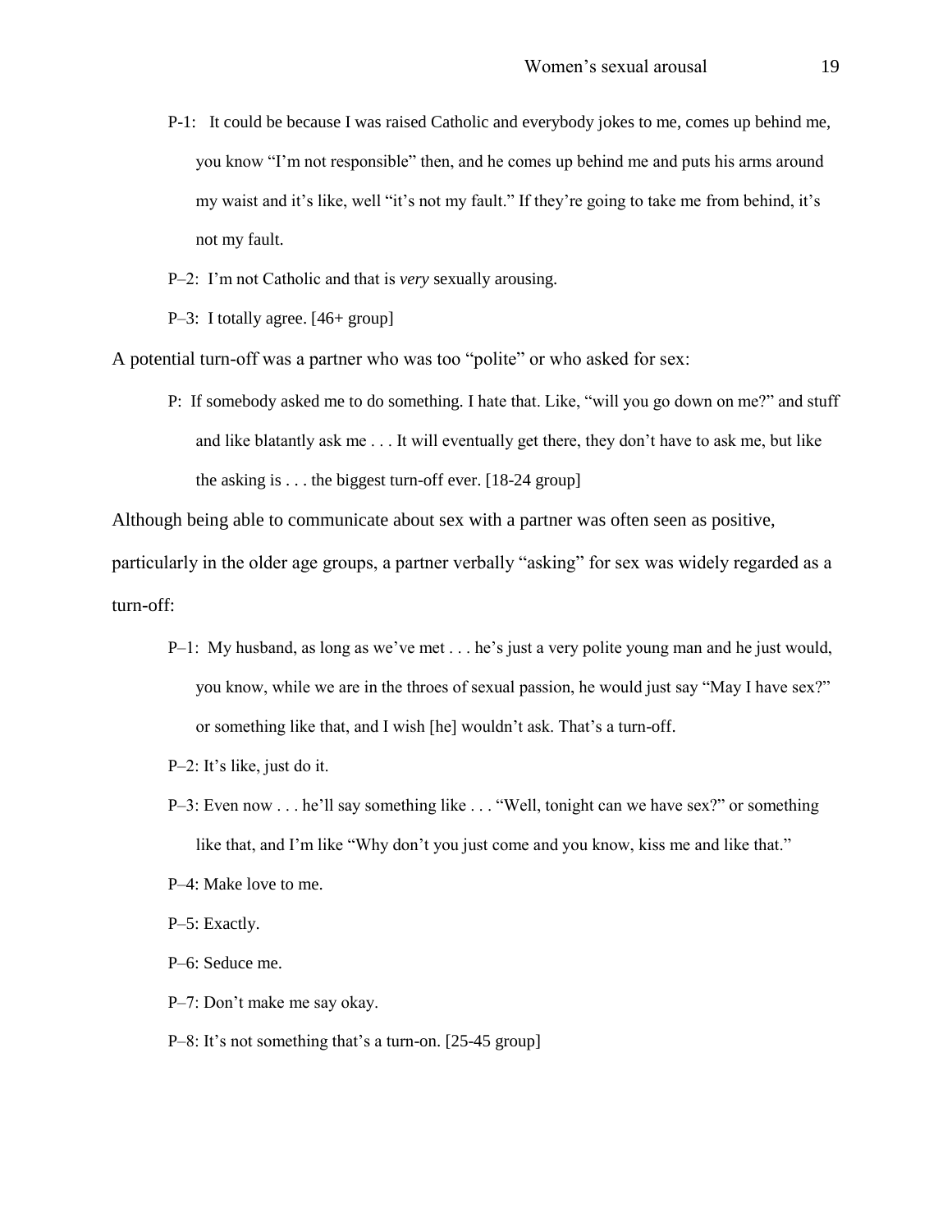P-1: It could be because I was raised Catholic and everybody jokes to me, comes up behind me, you know "I'm not responsible" then, and he comes up behind me and puts his arms around my waist and it's like, well "it's not my fault." If they're going to take me from behind, it's not my fault.

P–2: I'm not Catholic and that is *very* sexually arousing.

P–3: I totally agree. [46+ group]

A potential turn-off was a partner who was too "polite" or who asked for sex:

P: If somebody asked me to do something. I hate that. Like, "will you go down on me?" and stuff and like blatantly ask me . . . It will eventually get there, they don't have to ask me, but like the asking is . . . the biggest turn-off ever. [18-24 group]

Although being able to communicate about sex with a partner was often seen as positive, particularly in the older age groups, a partner verbally "asking" for sex was widely regarded as a turn-off:

P–1: My husband, as long as we've met . . . he's just a very polite young man and he just would, you know, while we are in the throes of sexual passion, he would just say "May I have sex?" or something like that, and I wish [he] wouldn't ask. That's a turn-off.

P–2: It's like, just do it.

P–3: Even now . . . he'll say something like . . . "Well, tonight can we have sex?" or something like that, and I'm like "Why don't you just come and you know, kiss me and like that."

P–4: Make love to me.

P–5: Exactly.

P–6: Seduce me.

P–7: Don't make me say okay.

P–8: It's not something that's a turn-on. [25-45 group]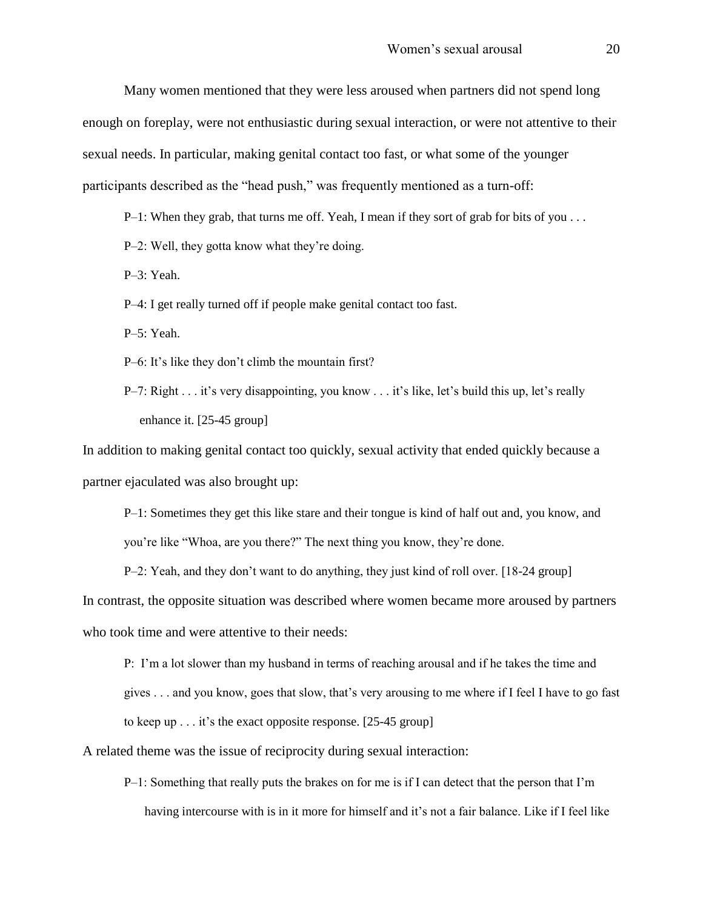Many women mentioned that they were less aroused when partners did not spend long enough on foreplay, were not enthusiastic during sexual interaction, or were not attentive to their sexual needs. In particular, making genital contact too fast, or what some of the younger participants described as the "head push," was frequently mentioned as a turn-off:

> P–1: When they grab, that turns me off. Yeah, I mean if they sort of grab for bits of you . . .
>
> P–2: Well, they gotta know what they're doing.
>
> P–3: Yeah.
>
> P–4: I get really turned off if people make genital contact too fast.
>
> P–5: Yeah.
>
> P–6: It's like they don't climb the mountain first?
>
> P–7: Right . . . it's very disappointing, you know . . . it's like, let's build this up, let's really enhance it. [25-45 group]

In addition to making genital contact too quickly, sexual activity that ended quickly because a partner ejaculated was also brought up:

> P–1: Sometimes they get this like stare and their tongue is kind of half out and, you know, and you're like "Whoa, are you there?" The next thing you know, they're done.
>
> P–2: Yeah, and they don't want to do anything, they just kind of roll over. [18-24 group]

In contrast, the opposite situation was described where women became more aroused by partners who took time and were attentive to their needs:

> P: I'm a lot slower than my husband in terms of reaching arousal and if he takes the time and gives . . . and you know, goes that slow, that's very arousing to me where if I feel I have to go fast to keep up . . . it's the exact opposite response. [25-45 group]

A related theme was the issue of reciprocity during sexual interaction:

> P–1: Something that really puts the brakes on for me is if I can detect that the person that I'm having intercourse with is in it more for himself and it's not a fair balance. Like if I feel like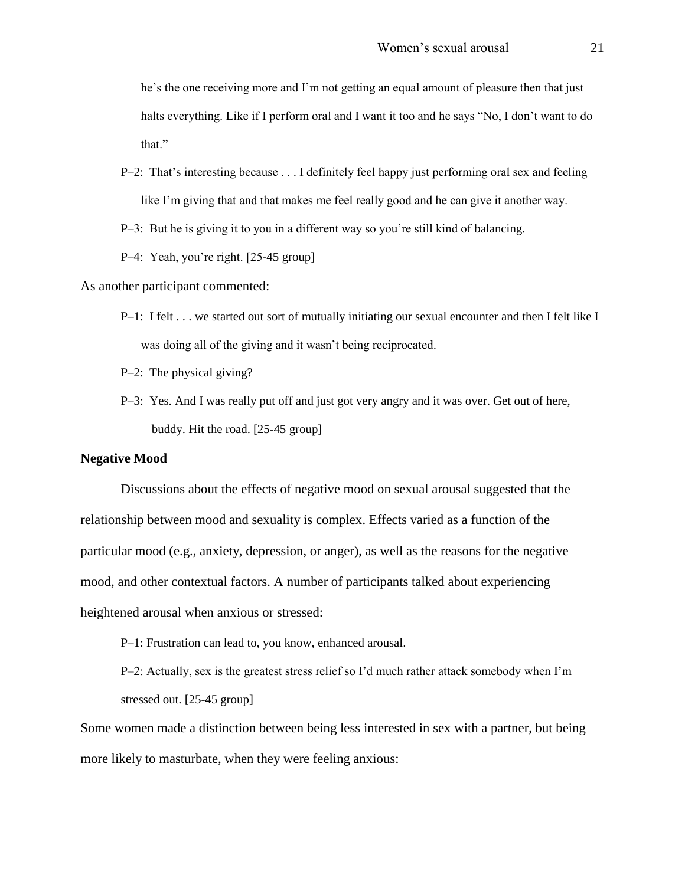he's the one receiving more and I'm not getting an equal amount of pleasure then that just halts everything. Like if I perform oral and I want it too and he says "No, I don't want to do that."

P–2: That's interesting because . . . I definitely feel happy just performing oral sex and feeling like I'm giving that and that makes me feel really good and he can give it another way.

P–3: But he is giving it to you in a different way so you're still kind of balancing.

P–4: Yeah, you're right. [25-45 group]

As another participant commented:

P–1: I felt . . . we started out sort of mutually initiating our sexual encounter and then I felt like I was doing all of the giving and it wasn't being reciprocated.

P–2: The physical giving?

P–3: Yes. And I was really put off and just got very angry and it was over. Get out of here, buddy. Hit the road. [25-45 group]

**Negative Mood**

Discussions about the effects of negative mood on sexual arousal suggested that the relationship between mood and sexuality is complex. Effects varied as a function of the particular mood (e.g., anxiety, depression, or anger), as well as the reasons for the negative mood, and other contextual factors. A number of participants talked about experiencing heightened arousal when anxious or stressed:

P–1: Frustration can lead to, you know, enhanced arousal.

P–2: Actually, sex is the greatest stress relief so I'd much rather attack somebody when I'm stressed out. [25-45 group]

Some women made a distinction between being less interested in sex with a partner, but being more likely to masturbate, when they were feeling anxious: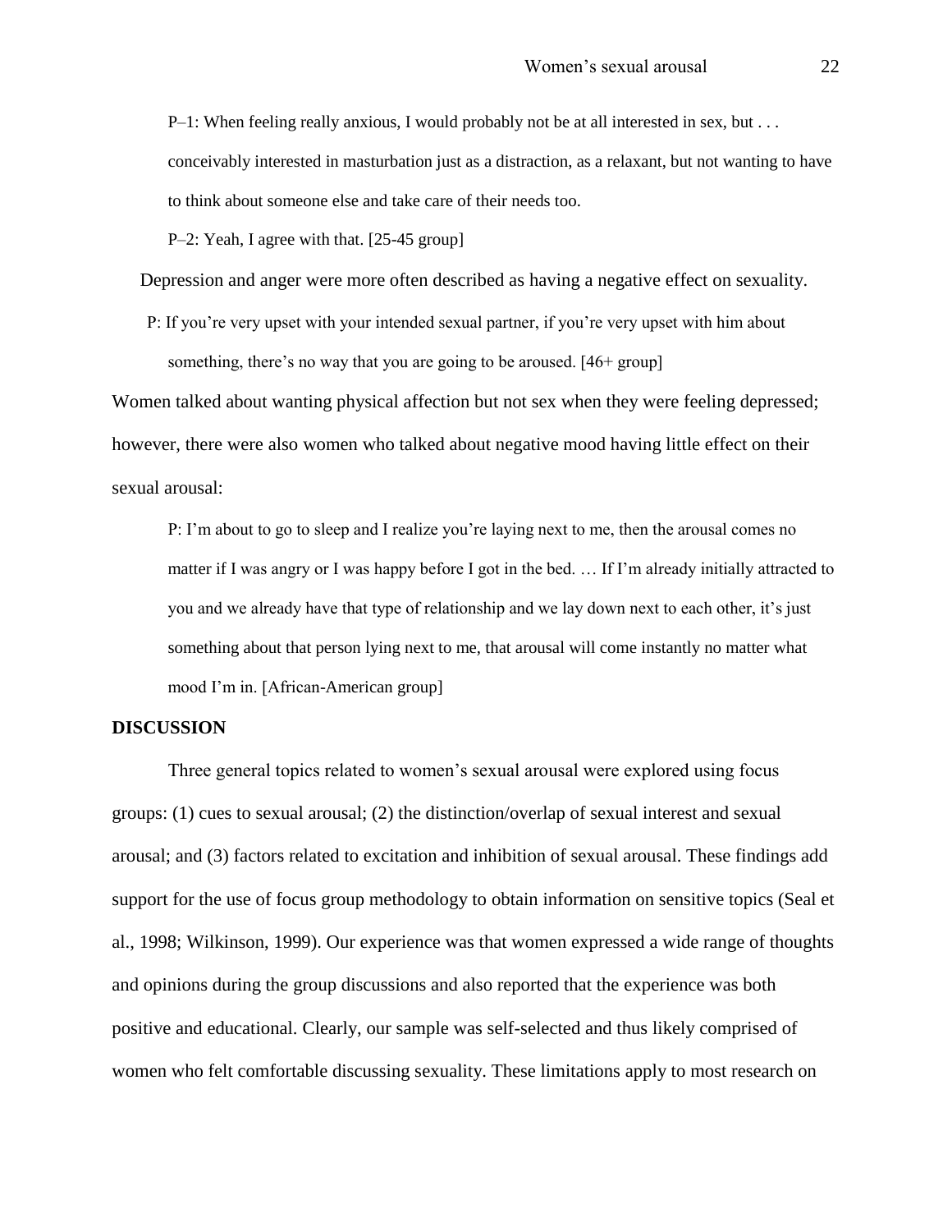P–1: When feeling really anxious, I would probably not be at all interested in sex, but . . . conceivably interested in masturbation just as a distraction, as a relaxant, but not wanting to have to think about someone else and take care of their needs too.

P–2: Yeah, I agree with that. [25-45 group]

Depression and anger were more often described as having a negative effect on sexuality.

P: If you're very upset with your intended sexual partner, if you're very upset with him about something, there's no way that you are going to be aroused. [46+ group]

Women talked about wanting physical affection but not sex when they were feeling depressed; however, there were also women who talked about negative mood having little effect on their sexual arousal:

P: I'm about to go to sleep and I realize you're laying next to me, then the arousal comes no matter if I was angry or I was happy before I got in the bed. … If I'm already initially attracted to you and we already have that type of relationship and we lay down next to each other, it's just something about that person lying next to me, that arousal will come instantly no matter what mood I'm in. [African-American group]

## DISCUSSION

Three general topics related to women's sexual arousal were explored using focus groups: (1) cues to sexual arousal; (2) the distinction/overlap of sexual interest and sexual arousal; and (3) factors related to excitation and inhibition of sexual arousal. These findings add support for the use of focus group methodology to obtain information on sensitive topics (Seal et al., 1998; Wilkinson, 1999). Our experience was that women expressed a wide range of thoughts and opinions during the group discussions and also reported that the experience was both positive and educational. Clearly, our sample was self-selected and thus likely comprised of women who felt comfortable discussing sexuality. These limitations apply to most research on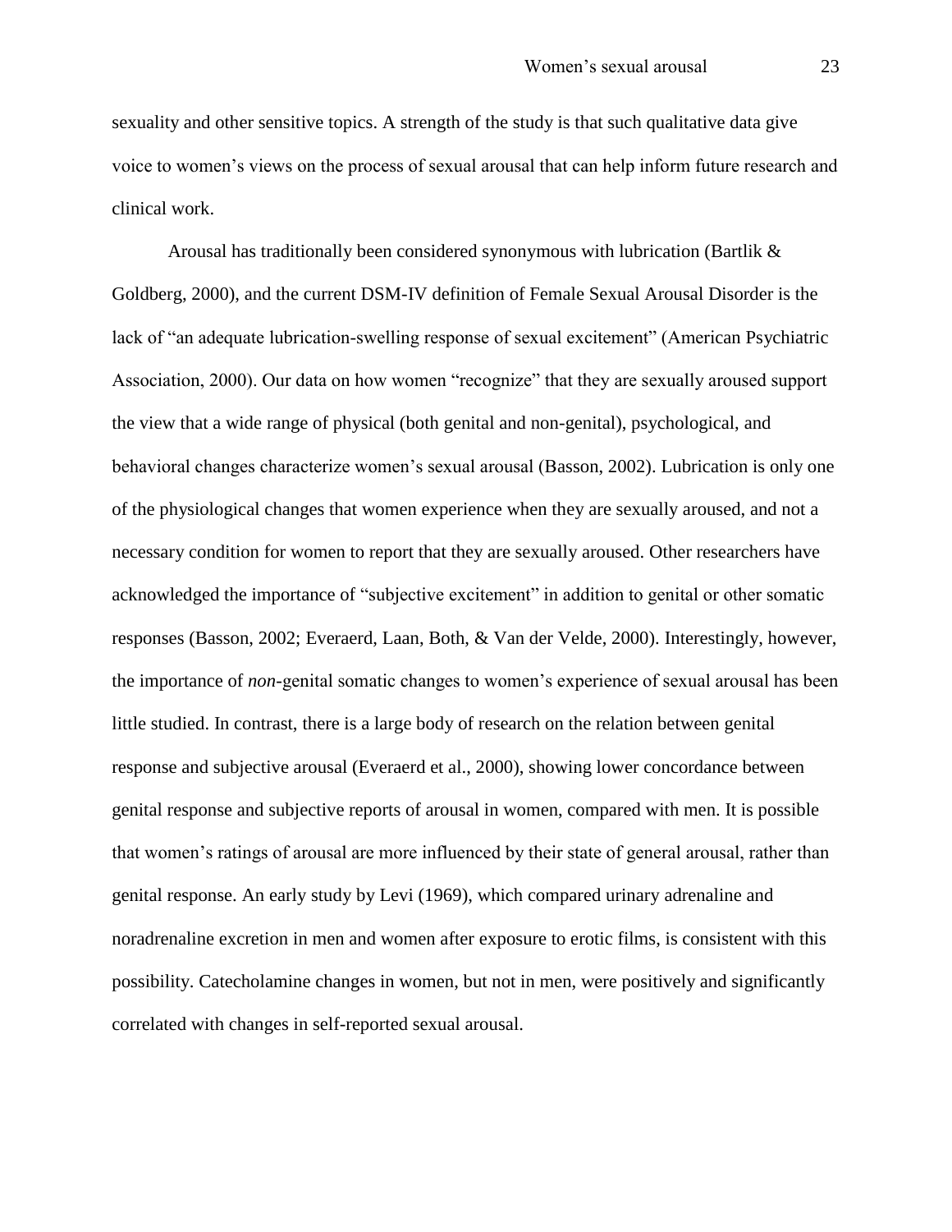sexuality and other sensitive topics. A strength of the study is that such qualitative data give voice to women's views on the process of sexual arousal that can help inform future research and clinical work.

Arousal has traditionally been considered synonymous with lubrication (Bartlik & Goldberg, 2000), and the current DSM-IV definition of Female Sexual Arousal Disorder is the lack of "an adequate lubrication-swelling response of sexual excitement" (American Psychiatric Association, 2000). Our data on how women "recognize" that they are sexually aroused support the view that a wide range of physical (both genital and non-genital), psychological, and behavioral changes characterize women's sexual arousal (Basson, 2002). Lubrication is only one of the physiological changes that women experience when they are sexually aroused, and not a necessary condition for women to report that they are sexually aroused. Other researchers have acknowledged the importance of "subjective excitement" in addition to genital or other somatic responses (Basson, 2002; Everaerd, Laan, Both, & Van der Velde, 2000). Interestingly, however, the importance of *non*-genital somatic changes to women's experience of sexual arousal has been little studied. In contrast, there is a large body of research on the relation between genital response and subjective arousal (Everaerd et al., 2000), showing lower concordance between genital response and subjective reports of arousal in women, compared with men. It is possible that women's ratings of arousal are more influenced by their state of general arousal, rather than genital response. An early study by Levi (1969), which compared urinary adrenaline and noradrenaline excretion in men and women after exposure to erotic films, is consistent with this possibility. Catecholamine changes in women, but not in men, were positively and significantly correlated with changes in self-reported sexual arousal.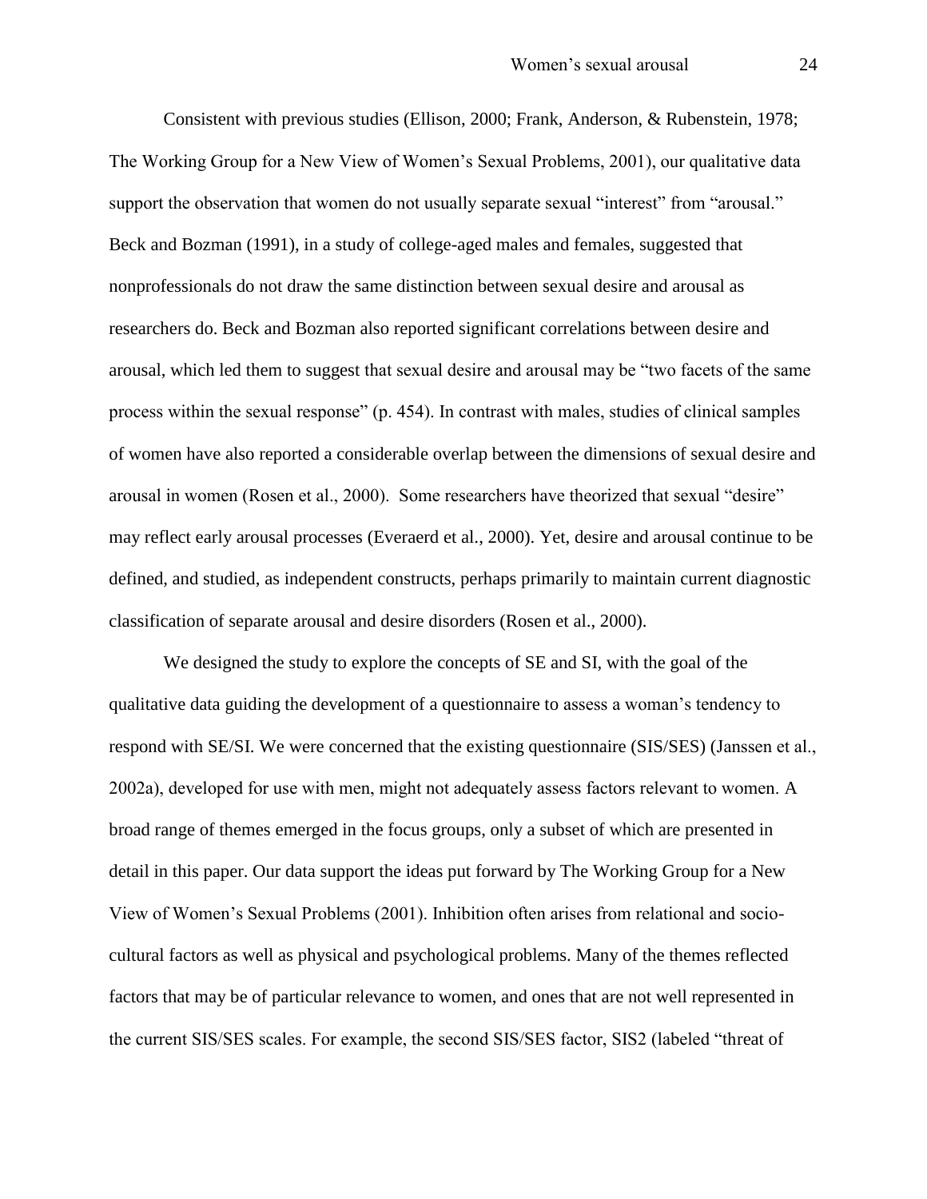Consistent with previous studies (Ellison, 2000; Frank, Anderson, & Rubenstein, 1978; The Working Group for a New View of Women's Sexual Problems, 2001), our qualitative data support the observation that women do not usually separate sexual "interest" from "arousal." Beck and Bozman (1991), in a study of college-aged males and females, suggested that nonprofessionals do not draw the same distinction between sexual desire and arousal as researchers do. Beck and Bozman also reported significant correlations between desire and arousal, which led them to suggest that sexual desire and arousal may be "two facets of the same process within the sexual response" (p. 454). In contrast with males, studies of clinical samples of women have also reported a considerable overlap between the dimensions of sexual desire and arousal in women (Rosen et al., 2000). Some researchers have theorized that sexual "desire" may reflect early arousal processes (Everaerd et al., 2000). Yet, desire and arousal continue to be defined, and studied, as independent constructs, perhaps primarily to maintain current diagnostic classification of separate arousal and desire disorders (Rosen et al., 2000).

We designed the study to explore the concepts of SE and SI, with the goal of the qualitative data guiding the development of a questionnaire to assess a woman's tendency to respond with SE/SI. We were concerned that the existing questionnaire (SIS/SES) (Janssen et al., 2002a), developed for use with men, might not adequately assess factors relevant to women. A broad range of themes emerged in the focus groups, only a subset of which are presented in detail in this paper. Our data support the ideas put forward by The Working Group for a New View of Women's Sexual Problems (2001). Inhibition often arises from relational and socio-cultural factors as well as physical and psychological problems. Many of the themes reflected factors that may be of particular relevance to women, and ones that are not well represented in the current SIS/SES scales. For example, the second SIS/SES factor, SIS2 (labeled "threat of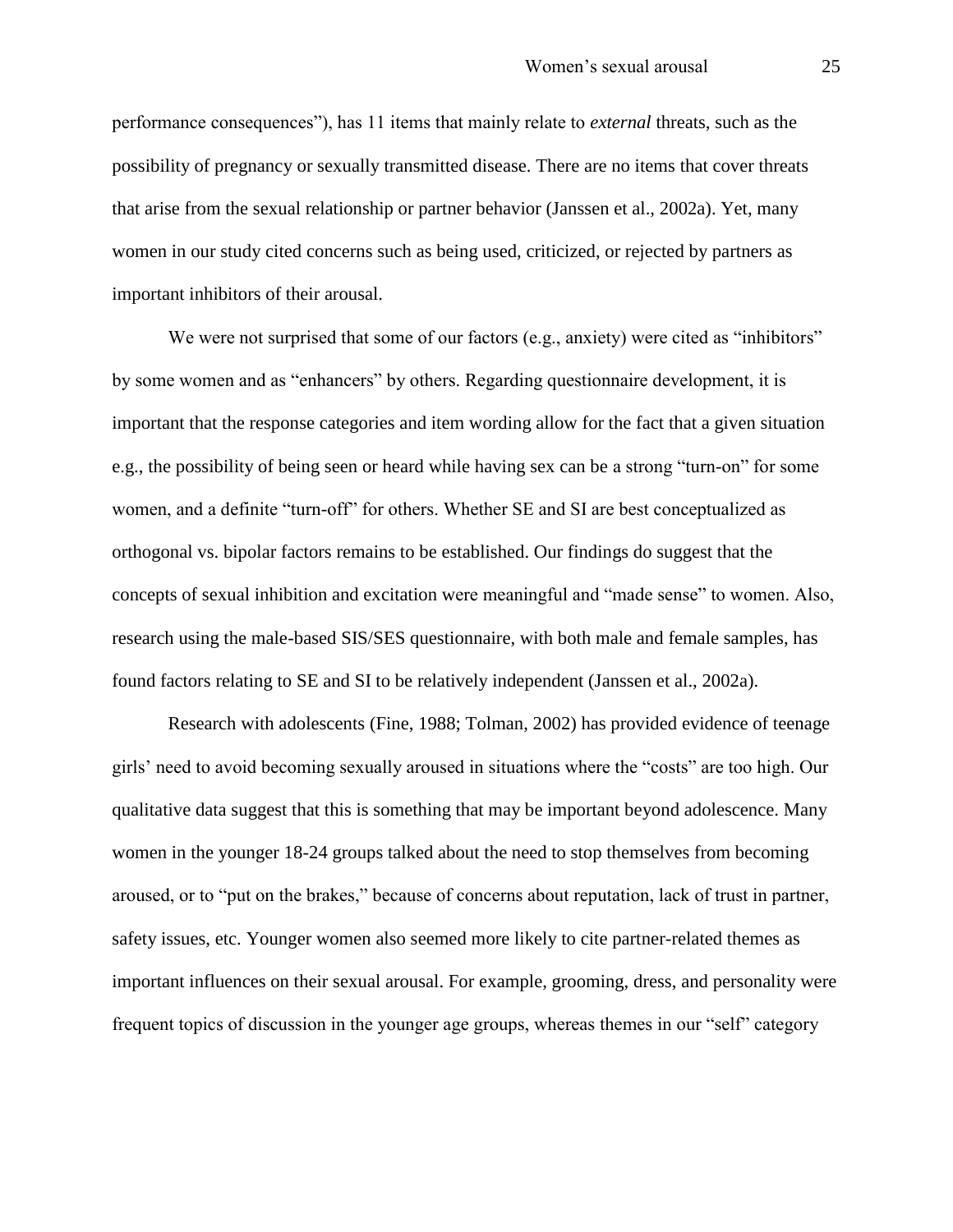performance consequences"), has 11 items that mainly relate to *external* threats, such as the possibility of pregnancy or sexually transmitted disease. There are no items that cover threats that arise from the sexual relationship or partner behavior (Janssen et al., 2002a). Yet, many women in our study cited concerns such as being used, criticized, or rejected by partners as important inhibitors of their arousal.

We were not surprised that some of our factors (e.g., anxiety) were cited as "inhibitors" by some women and as "enhancers" by others. Regarding questionnaire development, it is important that the response categories and item wording allow for the fact that a given situation e.g., the possibility of being seen or heard while having sex can be a strong "turn-on" for some women, and a definite "turn-off" for others. Whether SE and SI are best conceptualized as orthogonal vs. bipolar factors remains to be established. Our findings do suggest that the concepts of sexual inhibition and excitation were meaningful and "made sense" to women. Also, research using the male-based SIS/SES questionnaire, with both male and female samples, has found factors relating to SE and SI to be relatively independent (Janssen et al., 2002a).

Research with adolescents (Fine, 1988; Tolman, 2002) has provided evidence of teenage girls' need to avoid becoming sexually aroused in situations where the "costs" are too high. Our qualitative data suggest that this is something that may be important beyond adolescence. Many women in the younger 18-24 groups talked about the need to stop themselves from becoming aroused, or to "put on the brakes," because of concerns about reputation, lack of trust in partner, safety issues, etc. Younger women also seemed more likely to cite partner-related themes as important influences on their sexual arousal. For example, grooming, dress, and personality were frequent topics of discussion in the younger age groups, whereas themes in our "self" category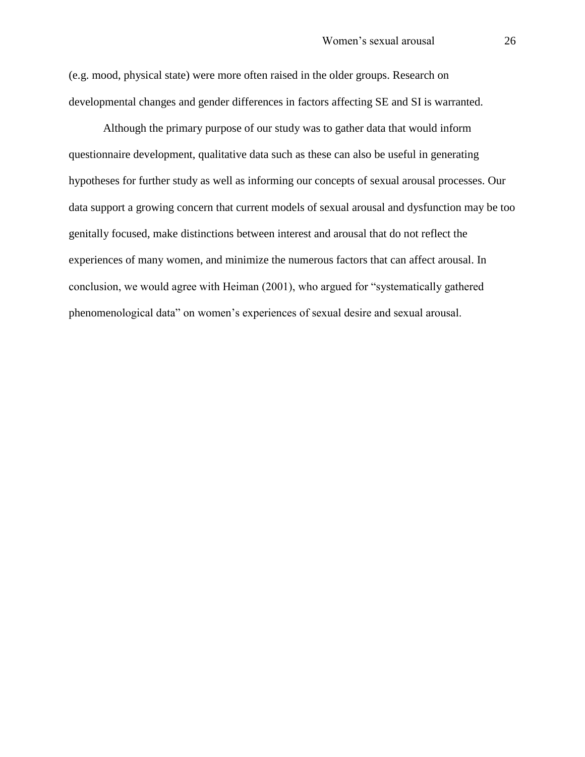(e.g. mood, physical state) were more often raised in the older groups. Research on developmental changes and gender differences in factors affecting SE and SI is warranted.

Although the primary purpose of our study was to gather data that would inform questionnaire development, qualitative data such as these can also be useful in generating hypotheses for further study as well as informing our concepts of sexual arousal processes. Our data support a growing concern that current models of sexual arousal and dysfunction may be too genitally focused, make distinctions between interest and arousal that do not reflect the experiences of many women, and minimize the numerous factors that can affect arousal. In conclusion, we would agree with Heiman (2001), who argued for "systematically gathered phenomenological data" on women's experiences of sexual desire and sexual arousal.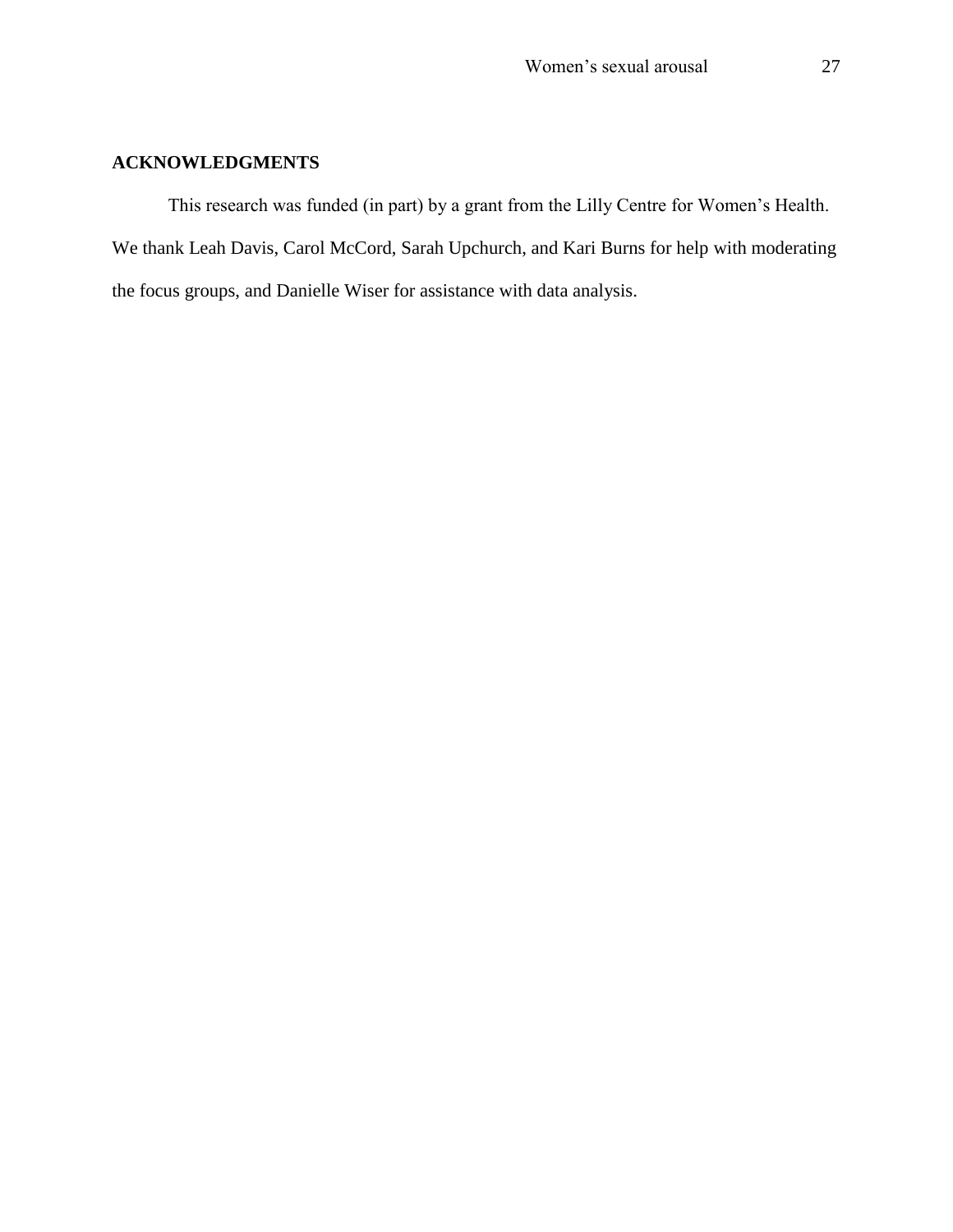## ACKNOWLEDGMENTS

This research was funded (in part) by a grant from the Lilly Centre for Women's Health. We thank Leah Davis, Carol McCord, Sarah Upchurch, and Kari Burns for help with moderating the focus groups, and Danielle Wiser for assistance with data analysis.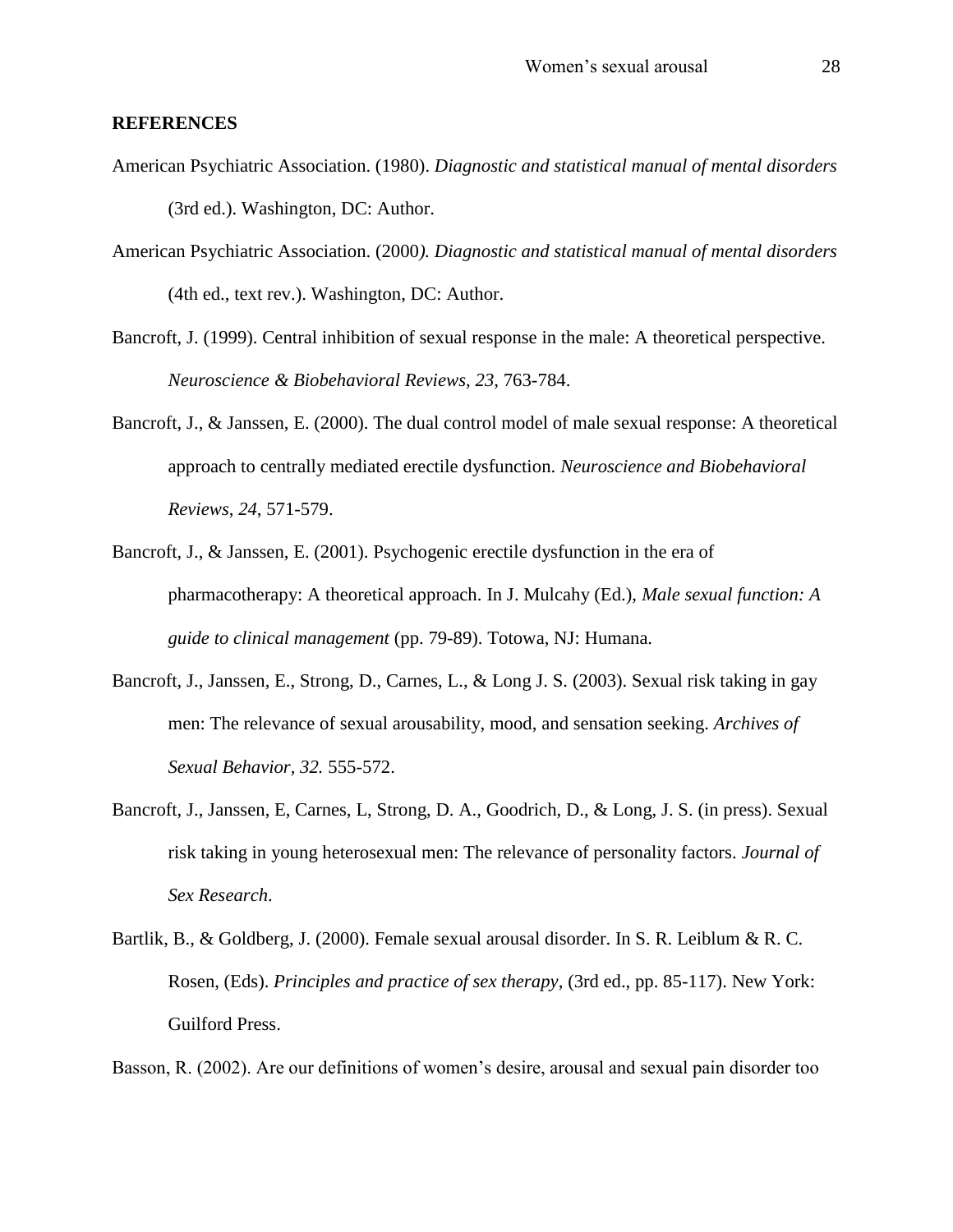**REFERENCES**

American Psychiatric Association. (1980). *Diagnostic and statistical manual of mental disorders* (3rd ed.). Washington, DC: Author.

American Psychiatric Association. (2000*). Diagnostic and statistical manual of mental disorders* (4th ed., text rev.). Washington, DC: Author.

Bancroft, J. (1999). Central inhibition of sexual response in the male: A theoretical perspective. *Neuroscience & Biobehavioral Reviews, 23,* 763-784.

Bancroft, J., & Janssen, E. (2000). The dual control model of male sexual response: A theoretical approach to centrally mediated erectile dysfunction. *Neuroscience and Biobehavioral Reviews*, *24*, 571-579.

Bancroft, J., & Janssen, E. (2001). Psychogenic erectile dysfunction in the era of pharmacotherapy: A theoretical approach. In J. Mulcahy (Ed.), *Male sexual function: A guide to clinical management* (pp. 79-89). Totowa, NJ: Humana.

Bancroft, J., Janssen, E., Strong, D., Carnes, L., & Long J. S. (2003). Sexual risk taking in gay men: The relevance of sexual arousability, mood, and sensation seeking. *Archives of Sexual Behavior, 32.* 555-572.

Bancroft, J., Janssen, E, Carnes, L, Strong, D. A., Goodrich, D., & Long, J. S. (in press). Sexual risk taking in young heterosexual men: The relevance of personality factors. *Journal of Sex Research.*

Bartlik, B., & Goldberg, J. (2000). Female sexual arousal disorder. In S. R. Leiblum & R. C. Rosen, (Eds). *Principles and practice of sex therapy*, (3rd ed., pp. 85-117). New York: Guilford Press.

Basson, R. (2002). Are our definitions of women's desire, arousal and sexual pain disorder too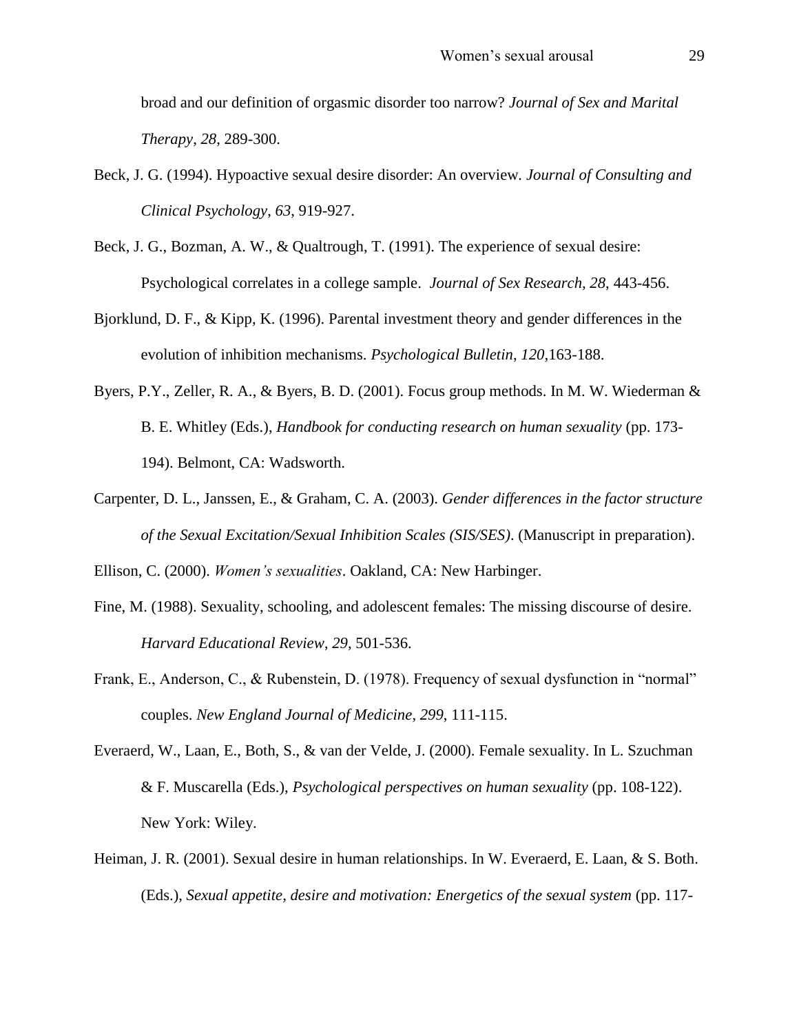broad and our definition of orgasmic disorder too narrow? *Journal of Sex and Marital Therapy*, *28*, 289-300.

Beck, J. G. (1994). Hypoactive sexual desire disorder: An overview. *Journal of Consulting and Clinical Psychology*, *63*, 919-927.

Beck, J. G., Bozman, A. W., & Qualtrough, T. (1991). The experience of sexual desire: Psychological correlates in a college sample. *Journal of Sex Research*, *28*, 443-456.

Bjorklund, D. F., & Kipp, K. (1996). Parental investment theory and gender differences in the evolution of inhibition mechanisms. *Psychological Bulletin*, *120*,163-188.

Byers, P.Y., Zeller, R. A., & Byers, B. D. (2001). Focus group methods. In M. W. Wiederman & B. E. Whitley (Eds.), *Handbook for conducting research on human sexuality* (pp. 173-194). Belmont, CA: Wadsworth.

Carpenter, D. L., Janssen, E., & Graham, C. A. (2003). *Gender differences in the factor structure of the Sexual Excitation/Sexual Inhibition Scales (SIS/SES)*. (Manuscript in preparation).

Ellison, C. (2000). *Women's sexualities*. Oakland, CA: New Harbinger.

Fine, M. (1988). Sexuality, schooling, and adolescent females: The missing discourse of desire. *Harvard Educational Review*, *29*, 501-536.

Frank, E., Anderson, C., & Rubenstein, D. (1978). Frequency of sexual dysfunction in "normal" couples. *New England Journal of Medicine*, *299*, 111-115.

Everaerd, W., Laan, E., Both, S., & van der Velde, J. (2000). Female sexuality. In L. Szuchman & F. Muscarella (Eds.), *Psychological perspectives on human sexuality* (pp. 108-122). New York: Wiley.

Heiman, J. R. (2001). Sexual desire in human relationships. In W. Everaerd, E. Laan, & S. Both. (Eds.), *Sexual appetite, desire and motivation: Energetics of the sexual system* (pp. 117-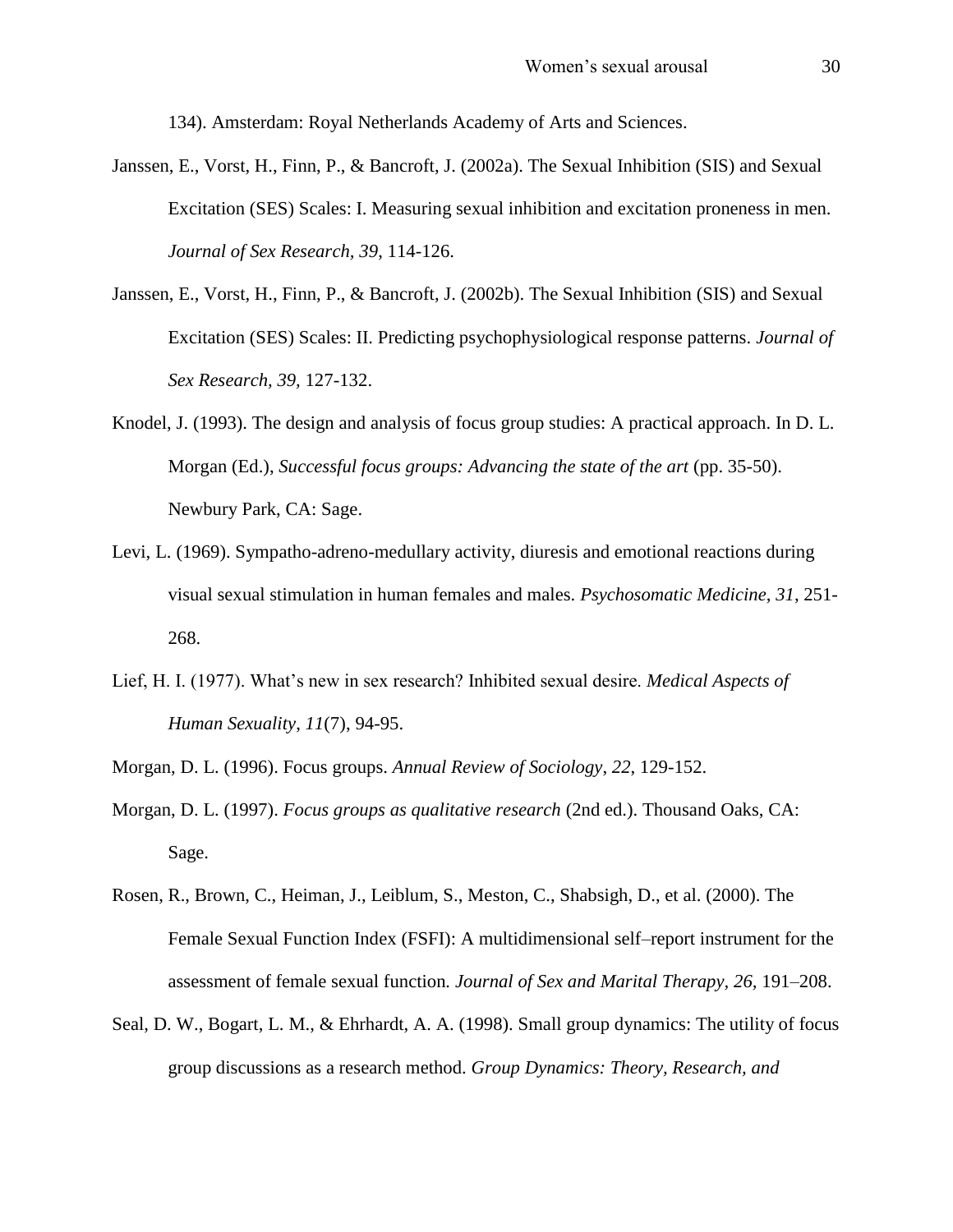134). Amsterdam: Royal Netherlands Academy of Arts and Sciences.

Janssen, E., Vorst, H., Finn, P., & Bancroft, J. (2002a). The Sexual Inhibition (SIS) and Sexual Excitation (SES) Scales: I. Measuring sexual inhibition and excitation proneness in men. *Journal of Sex Research, 39,* 114-126.

Janssen, E., Vorst, H., Finn, P., & Bancroft, J. (2002b). The Sexual Inhibition (SIS) and Sexual Excitation (SES) Scales: II. Predicting psychophysiological response patterns. *Journal of Sex Research, 39,* 127-132.

Knodel, J. (1993). The design and analysis of focus group studies: A practical approach. In D. L. Morgan (Ed.), *Successful focus groups: Advancing the state of the art* (pp. 35-50). Newbury Park, CA: Sage.

Levi, L. (1969). Sympatho-adreno-medullary activity, diuresis and emotional reactions during visual sexual stimulation in human females and males. *Psychosomatic Medicine*, *31*, 251-268.

Lief, H. I. (1977). What's new in sex research? Inhibited sexual desire. *Medical Aspects of Human Sexuality*, *11*(7), 94-95.

Morgan, D. L. (1996). Focus groups. *Annual Review of Sociology, 22,* 129-152.

Morgan, D. L. (1997). *Focus groups as qualitative research* (2nd ed.). Thousand Oaks, CA: Sage.

Rosen, R., Brown, C., Heiman, J., Leiblum, S., Meston, C., Shabsigh, D., et al. (2000). The Female Sexual Function Index (FSFI): A multidimensional self–report instrument for the assessment of female sexual function. *Journal of Sex and Marital Therapy, 26,* 191–208.

Seal, D. W., Bogart, L. M., & Ehrhardt, A. A. (1998). Small group dynamics: The utility of focus group discussions as a research method. *Group Dynamics: Theory, Research, and*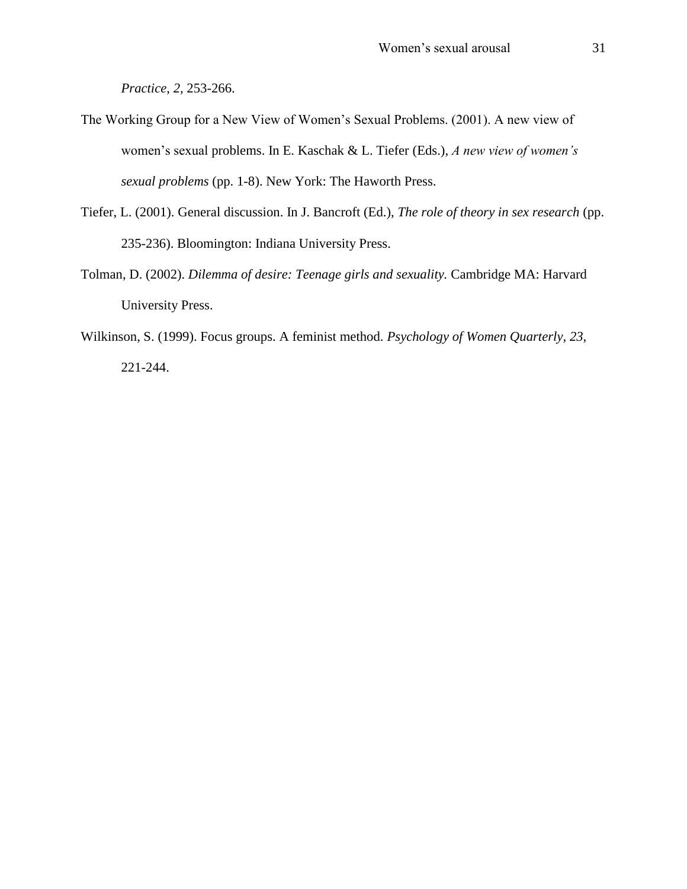*Practice*, *2*, 253-266.

The Working Group for a New View of Women's Sexual Problems. (2001). A new view of women's sexual problems. In E. Kaschak & L. Tiefer (Eds.), *A new view of women's sexual problems* (pp. 1-8). New York: The Haworth Press.

Tiefer, L. (2001). General discussion. In J. Bancroft (Ed.), *The role of theory in sex research* (pp. 235-236). Bloomington: Indiana University Press.

Tolman, D. (2002). *Dilemma of desire: Teenage girls and sexuality.* Cambridge MA: Harvard University Press.

Wilkinson, S. (1999). Focus groups. A feminist method. *Psychology of Women Quarterly*, *23*, 221-244.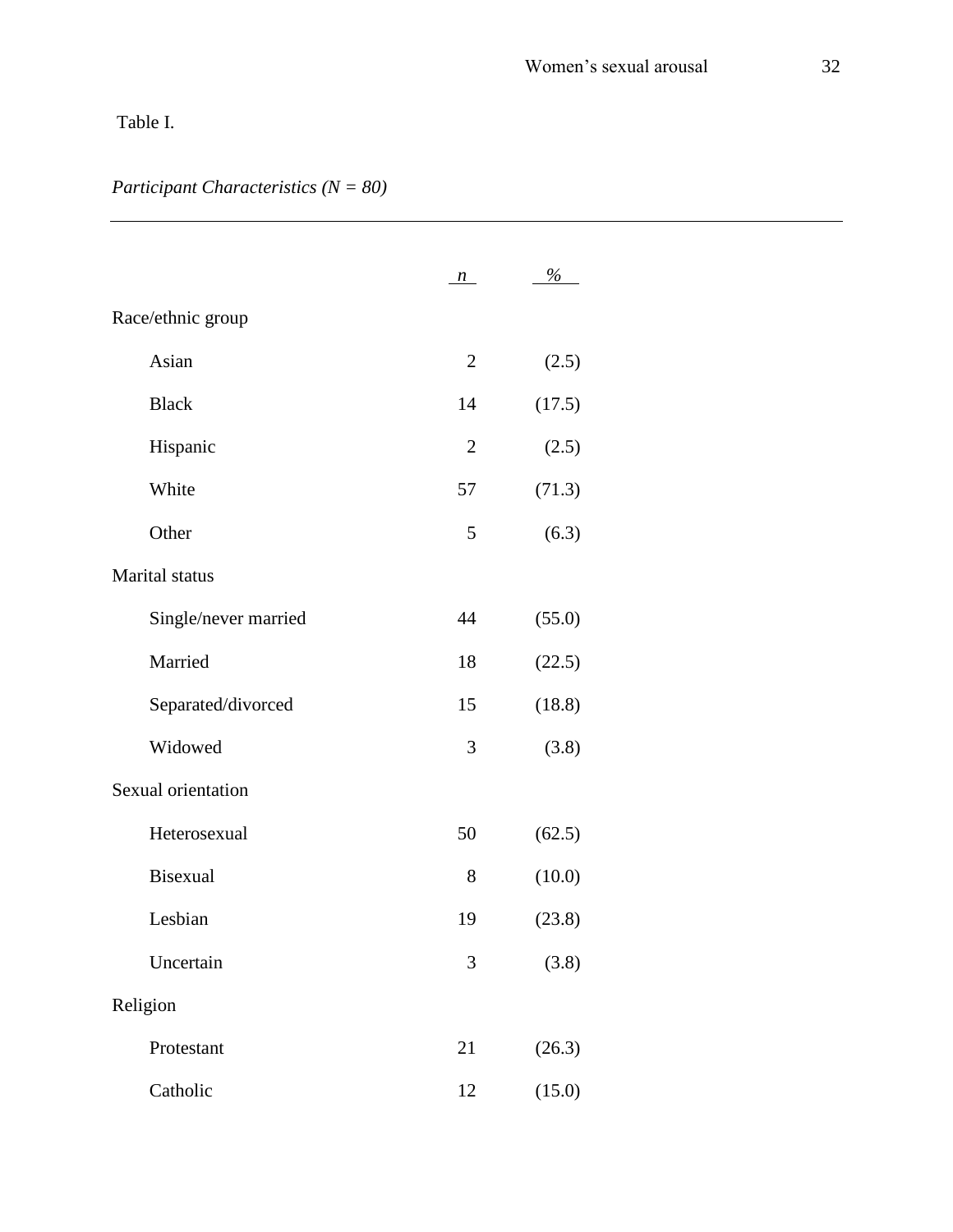Table I.

*Participant Characteristics (N = 80)*

| | *n* | *%* |
|---|---|---|
| Race/ethnic group | | |
| Asian | 2 | (2.5) |
| Black | 14 | (17.5) |
| Hispanic | 2 | (2.5) |
| White | 57 | (71.3) |
| Other | 5 | (6.3) |
| Marital status | | |
| Single/never married | 44 | (55.0) |
| Married | 18 | (22.5) |
| Separated/divorced | 15 | (18.8) |
| Widowed | 3 | (3.8) |
| Sexual orientation | | |
| Heterosexual | 50 | (62.5) |
| Bisexual | 8 | (10.0) |
| Lesbian | 19 | (23.8) |
| Uncertain | 3 | (3.8) |
| Religion | | |
| Protestant | 21 | (26.3) |
| Catholic | 12 | (15.0) |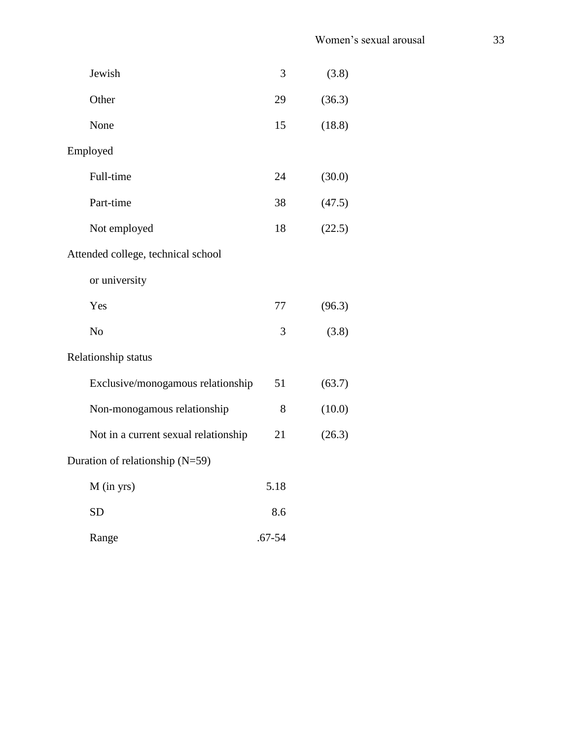| | | |
|---|---|---|
| Jewish | 3 | (3.8) |
| Other | 29 | (36.3) |
| None | 15 | (18.8) |
| Employed | | |
| Full-time | 24 | (30.0) |
| Part-time | 38 | (47.5) |
| Not employed | 18 | (22.5) |
| Attended college, technical school or university | | |
| Yes | 77 | (96.3) |
| No | 3 | (3.8) |
| Relationship status | | |
| Exclusive/monogamous relationship | 51 | (63.7) |
| Non-monogamous relationship | 8 | (10.0) |
| Not in a current sexual relationship | 21 | (26.3) |
| Duration of relationship (N=59) | | |
| M (in yrs) | 5.18 | |
| SD | 8.6 | |
| Range | .67-54 | |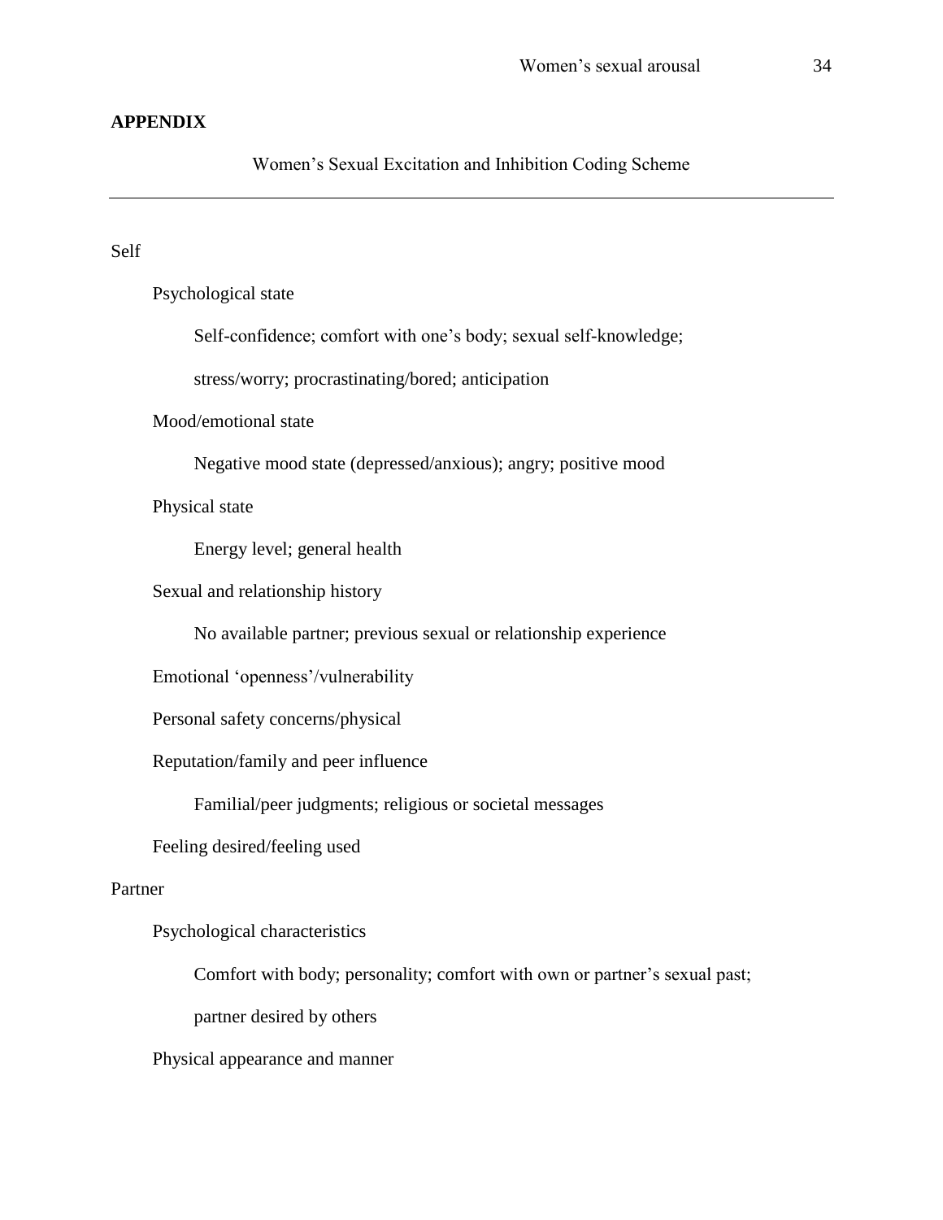## APPENDIX

Women's Sexual Excitation and Inhibition Coding Scheme

---

Self

- Psychological state
  - Self-confidence; comfort with one's body; sexual self-knowledge; stress/worry; procrastinating/bored; anticipation
- Mood/emotional state
  - Negative mood state (depressed/anxious); angry; positive mood
- Physical state
  - Energy level; general health
- Sexual and relationship history
  - No available partner; previous sexual or relationship experience
- Emotional 'openness'/vulnerability
- Personal safety concerns/physical
- Reputation/family and peer influence
  - Familial/peer judgments; religious or societal messages
- Feeling desired/feeling used

Partner

- Psychological characteristics
  - Comfort with body; personality; comfort with own or partner's sexual past; partner desired by others
- Physical appearance and manner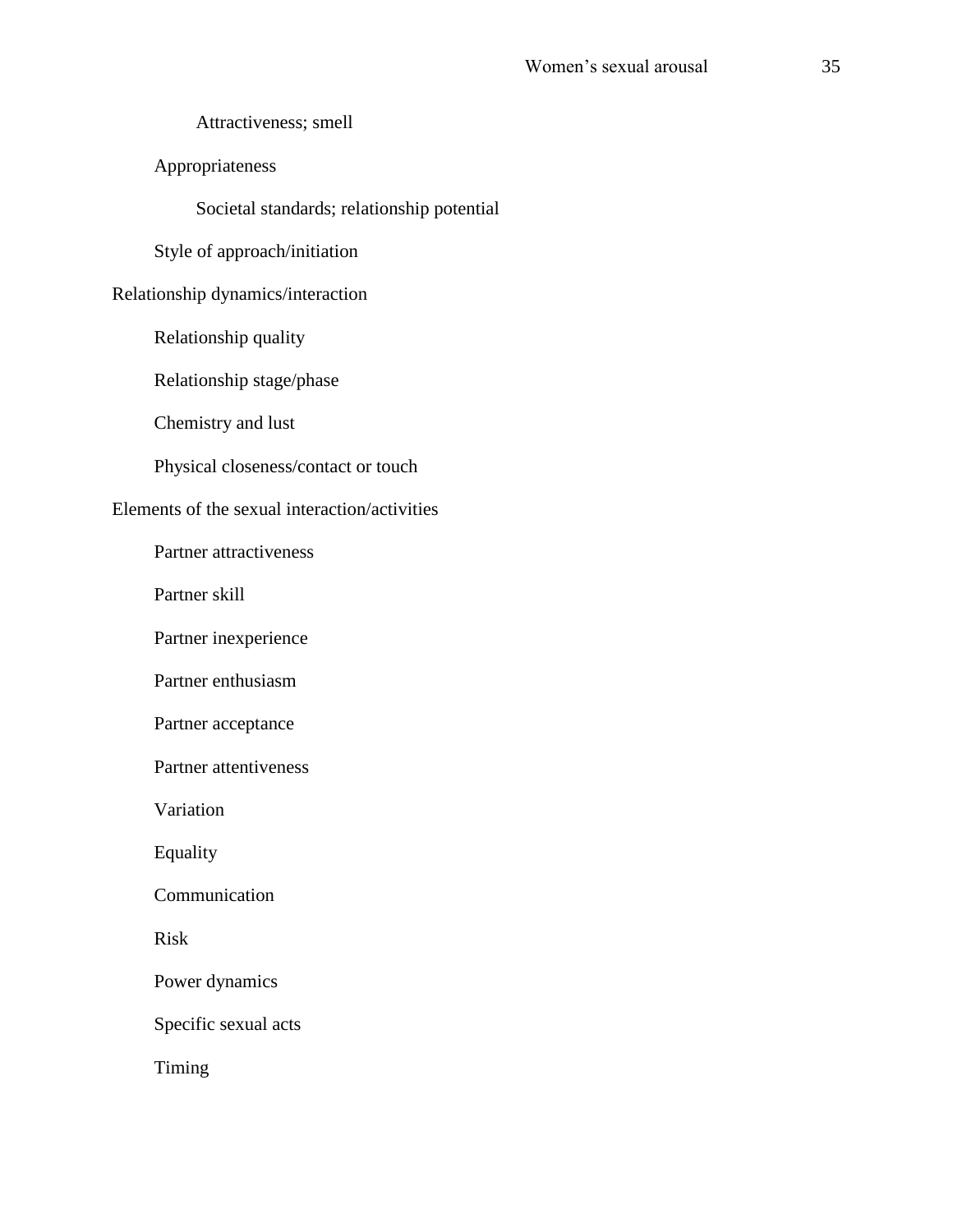Attractiveness; smell

Appropriateness

Societal standards; relationship potential

Style of approach/initiation

Relationship dynamics/interaction

Relationship quality

Relationship stage/phase

Chemistry and lust

Physical closeness/contact or touch

Elements of the sexual interaction/activities

Partner attractiveness

Partner skill

Partner inexperience

Partner enthusiasm

Partner acceptance

Partner attentiveness

Variation

Equality

Communication

Risk

Power dynamics

Specific sexual acts

Timing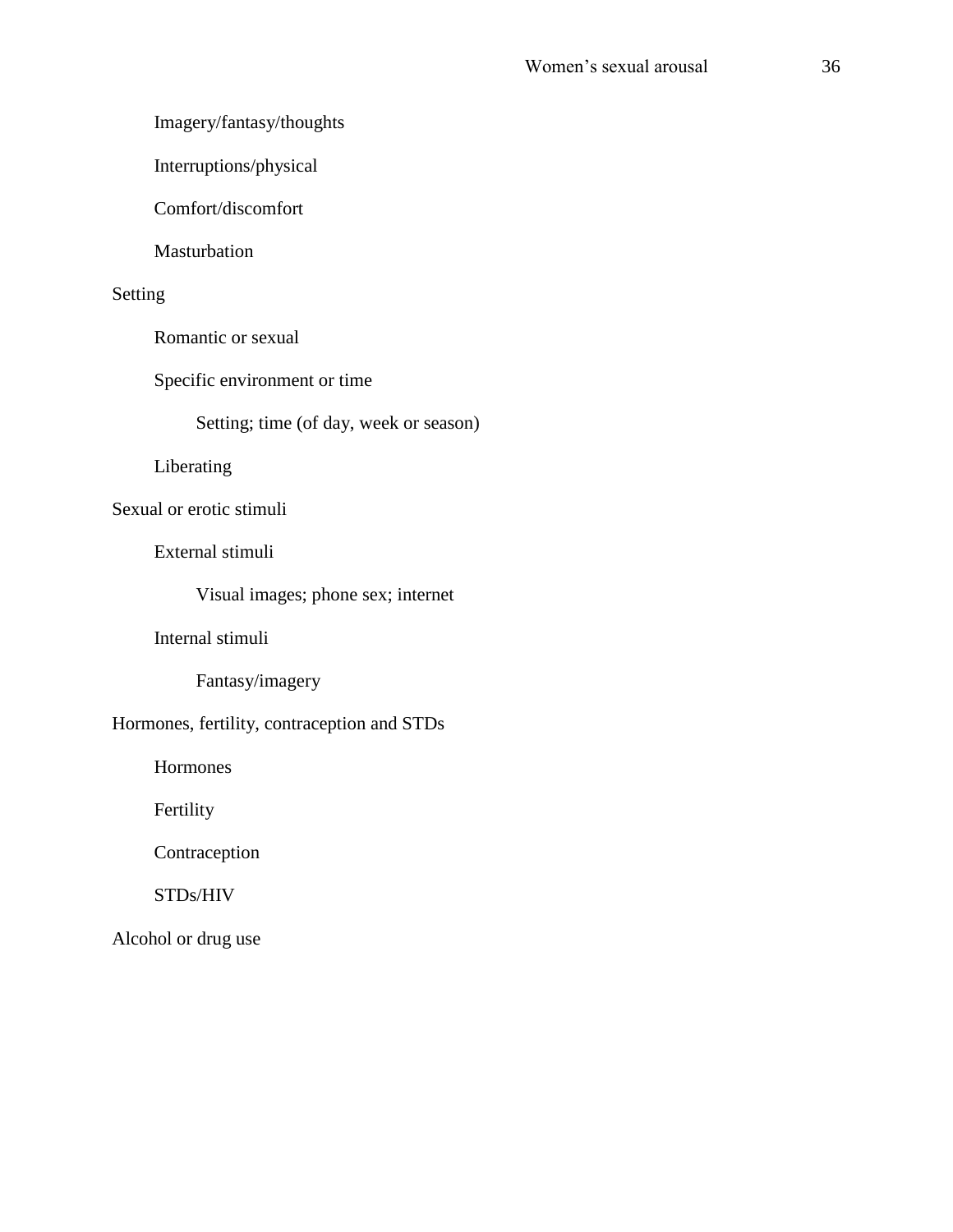- Imagery/fantasy/thoughts
- Interruptions/physical
- Comfort/discomfort
- Masturbation

Setting

- Romantic or sexual
- Specific environment or time
    - Setting; time (of day, week or season)
- Liberating

Sexual or erotic stimuli

- External stimuli
    - Visual images; phone sex; internet
- Internal stimuli
    - Fantasy/imagery

Hormones, fertility, contraception and STDs

- Hormones
- Fertility
- Contraception
- STDs/HIV

Alcohol or drug use